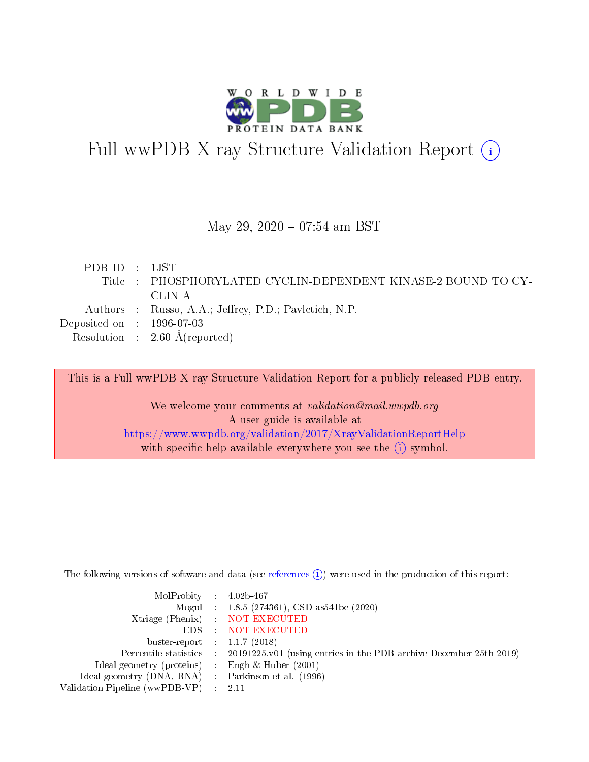# Full wwPDB X-ray Structure Validation Report (i)

May 29, 2020 – 07:54 am BST

| | | |
|---|---|---|
| PDB ID | : | 1JST |
| Title | : | PHOSPHORYLATED CYCLIN-DEPENDENT KINASE-2 BOUND TO CYCLIN A |
| Authors | : | Russo, A.A.; Jeffrey, P.D.; Pavletich, N.P. |
| Deposited on | : | 1996-07-03 |
| Resolution | : | 2.60 Å(reported) |

This is a Full wwPDB X-ray Structure Validation Report for a publicly released PDB entry.

We welcome your comments at *validation@mail.wwpdb.org*
A user guide is available at
https://www.wwpdb.org/validation/2017/XrayValidationReportHelp
with specific help available everywhere you see the (i) symbol.

The following versions of software and data (see references (i)) were used in the production of this report:

| | | |
|---|---|---|
| MolProbity | : | 4.02b-467 |
| Mogul | : | 1.8.5 (274361), CSD as541be (2020) |
| Xtriage (Phenix) | : | NOT EXECUTED |
| EDS | : | NOT EXECUTED |
| buster-report | : | 1.1.7 (2018) |
| Percentile statistics | : | 20191225.v01 (using entries in the PDB archive December 25th 2019) |
| Ideal geometry (proteins) | : | Engh & Huber (2001) |
| Ideal geometry (DNA, RNA) | : | Parkinson et al. (1996) |
| Validation Pipeline (wwPDB-VP) | : | 2.11 |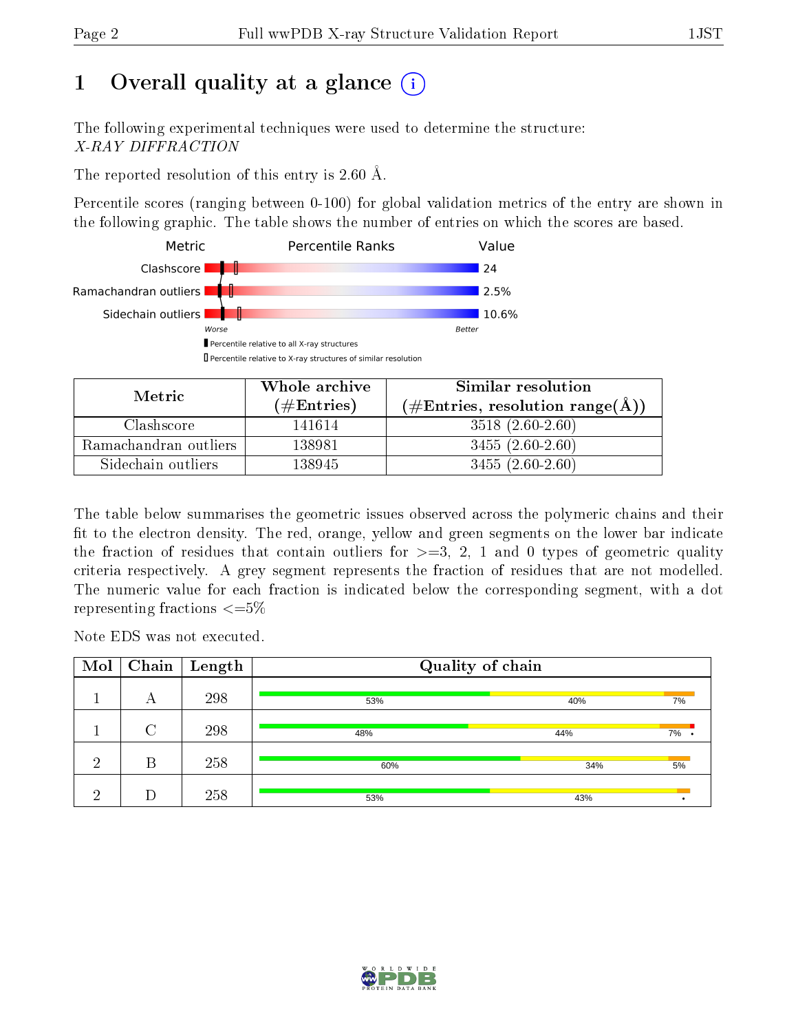# 1 Overall quality at a glance

The following experimental techniques were used to determine the structure:
*X-RAY DIFFRACTION*

The reported resolution of this entry is 2.60 Å.

Percentile scores (ranging between 0-100) for global validation metrics of the entry are shown in the following graphic. The table shows the number of entries on which the scores are based.

| Metric | Value |
|---|---|
| Clashscore | 24 |
| Ramachandran outliers | 2.5% |
| Sidechain outliers | 10.6% |

| Metric | Whole archive (#Entries) | Similar resolution (#Entries, resolution range(Å)) |
|---|---|---|
| Clashscore | 141614 | 3518 (2.60-2.60) |
| Ramachandran outliers | 138981 | 3455 (2.60-2.60) |
| Sidechain outliers | 138945 | 3455 (2.60-2.60) |

The table below summarises the geometric issues observed across the polymeric chains and their fit to the electron density. The red, orange, yellow and green segments on the lower bar indicate the fraction of residues that contain outliers for >=3, 2, 1 and 0 types of geometric quality criteria respectively. A grey segment represents the fraction of residues that are not modelled. The numeric value for each fraction is indicated below the corresponding segment, with a dot representing fractions <=5%

Note EDS was not executed.

| Mol | Chain | Length | Quality of chain |
|---|---|---|---|
| 1 | A | 298 | 53% / 40% / 7% |
| 1 | C | 298 | 48% / 44% / 7% / • |
| 2 | B | 258 | 60% / 34% / 5% |
| 2 | D | 258 | 53% / 43% / • |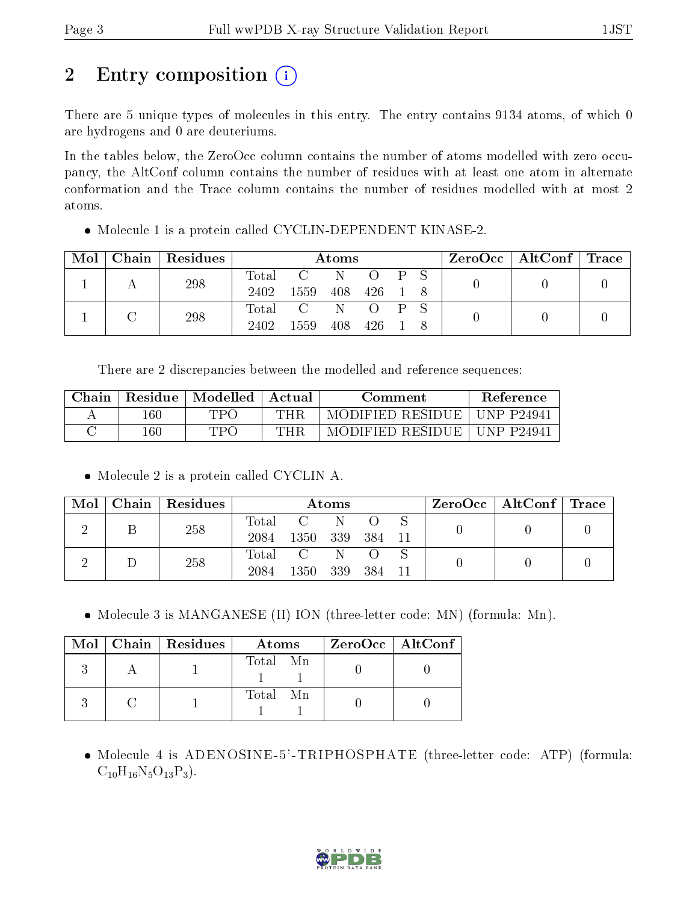# 2 Entry composition

There are 5 unique types of molecules in this entry. The entry contains 9134 atoms, of which 0 are hydrogens and 0 are deuteriums.

In the tables below, the ZeroOcc column contains the number of atoms modelled with zero occupancy, the AltConf column contains the number of residues with at least one atom in alternate conformation and the Trace column contains the number of residues modelled with at most 2 atoms.

- Molecule 1 is a protein called CYCLIN-DEPENDENT KINASE-2.

| Mol | Chain | Residues | Atoms | ZeroOcc | AltConf | Trace |
|---|---|---|---|---|---|---|
| 1 | A | 298 | Total C N O P S<br>2402 1559 408 426 1 8 | 0 | 0 | 0 |
| 1 | C | 298 | Total C N O P S<br>2402 1559 408 426 1 8 | 0 | 0 | 0 |

There are 2 discrepancies between the modelled and reference sequences:

| Chain | Residue | Modelled | Actual | Comment | Reference |
|---|---|---|---|---|---|
| A | 160 | TPO | THR | MODIFIED RESIDUE | UNP P24941 |
| C | 160 | TPO | THR | MODIFIED RESIDUE | UNP P24941 |

- Molecule 2 is a protein called CYCLIN A.

| Mol | Chain | Residues | Atoms | ZeroOcc | AltConf | Trace |
|---|---|---|---|---|---|---|
| 2 | B | 258 | Total C N O S<br>2084 1350 339 384 11 | 0 | 0 | 0 |
| 2 | D | 258 | Total C N O S<br>2084 1350 339 384 11 | 0 | 0 | 0 |

- Molecule 3 is MANGANESE (II) ION (three-letter code: MN) (formula: Mn).

| Mol | Chain | Residues | Atoms | ZeroOcc | AltConf |
|---|---|---|---|---|---|
| 3 | A | 1 | Total Mn<br>1 1 | 0 | 0 |
| 3 | C | 1 | Total Mn<br>1 1 | 0 | 0 |

- Molecule 4 is ADENOSINE-5'-TRIPHOSPHATE (three-letter code: ATP) (formula: $C_{10}H_{16}N_5O_{13}P_3$).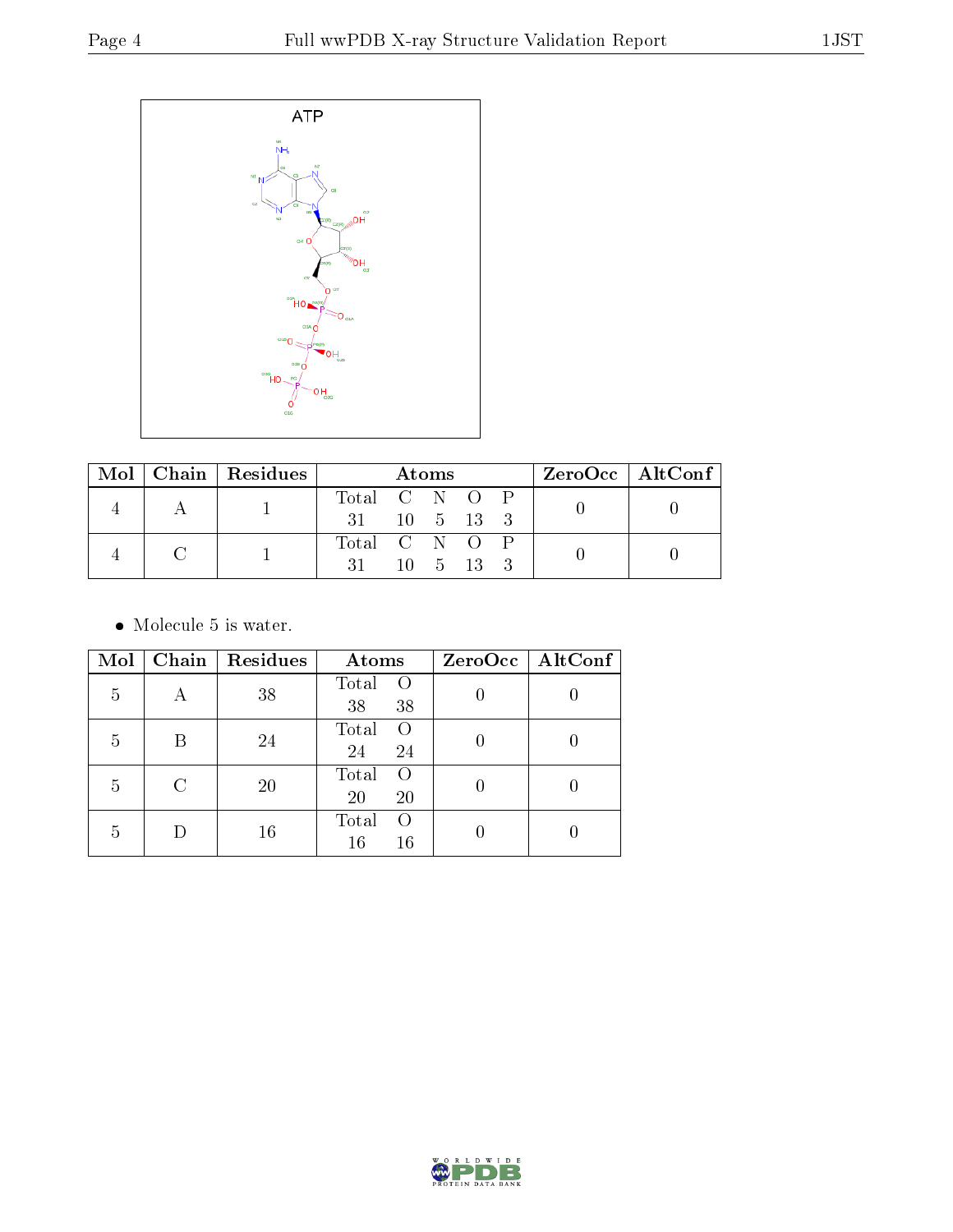ATP

| Mol | Chain | Residues | Atoms | ZeroOcc | AltConf |
|---|---|---|---|---|---|
| 4 | A | 1 | Total C N O P<br>31 10 5 13 3 | 0 | 0 |
| 4 | C | 1 | Total C N O P<br>31 10 5 13 3 | 0 | 0 |

- Molecule 5 is water.

| Mol | Chain | Residues | Atoms | ZeroOcc | AltConf |
|---|---|---|---|---|---|
| 5 | A | 38 | Total O<br>38 38 | 0 | 0 |
| 5 | B | 24 | Total O<br>24 24 | 0 | 0 |
| 5 | C | 20 | Total O<br>20 20 | 0 | 0 |
| 5 | D | 16 | Total O<br>16 16 | 0 | 0 |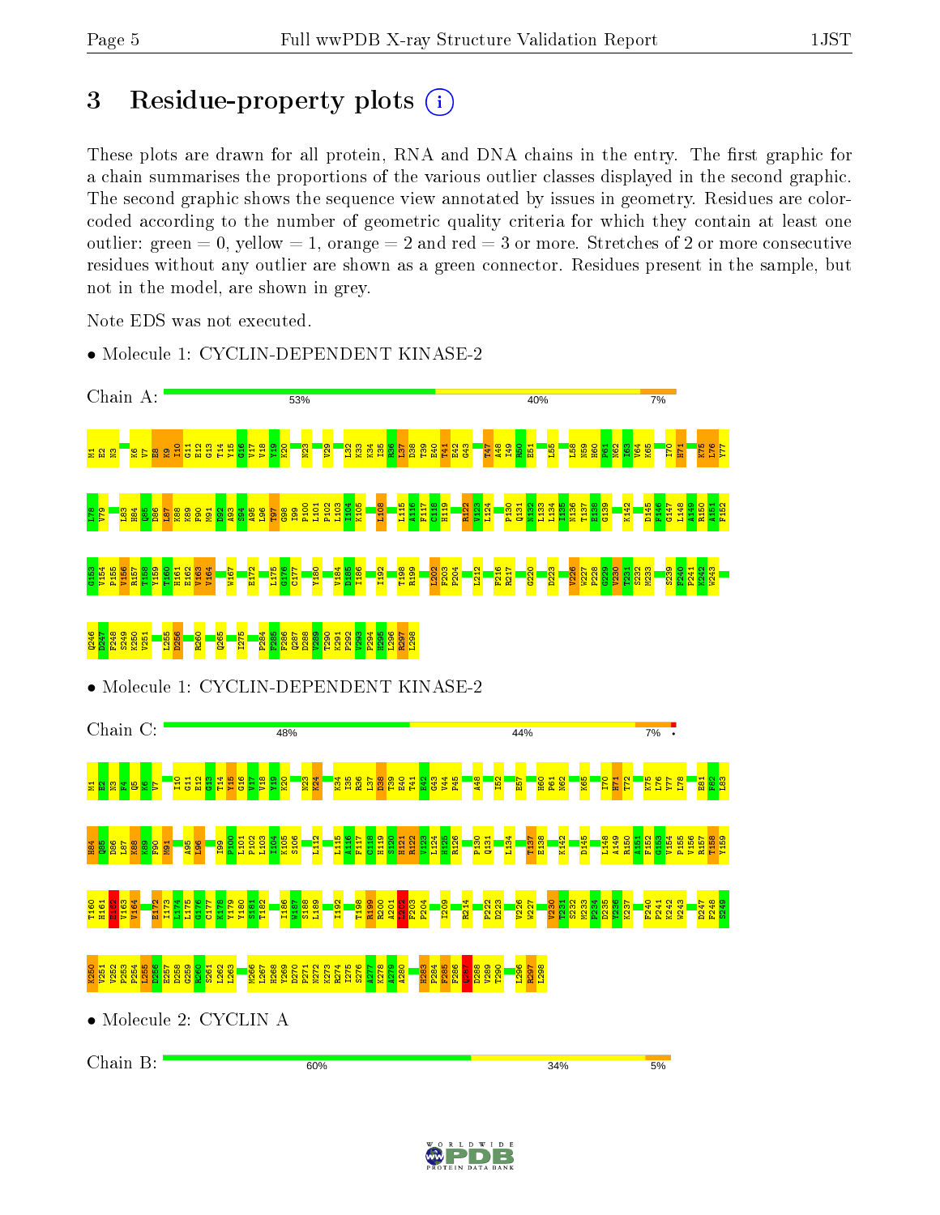# 3 Residue-property plots

These plots are drawn for all protein, RNA and DNA chains in the entry. The first graphic for a chain summarises the proportions of the various outlier classes displayed in the second graphic. The second graphic shows the sequence view annotated by issues in geometry. Residues are color-coded according to the number of geometric quality criteria for which they contain at least one outlier: green = 0, yellow = 1, orange = 2 and red = 3 or more. Stretches of 2 or more consecutive residues without any outlier are shown as a green connector. Residues present in the sample, but not in the model, are shown in grey.

Note EDS was not executed.

- Molecule 1: CYCLIN-DEPENDENT KINASE-2

Chain A: 53% 40% 7%

M1 E2 N3 K6 V7 E8 K9 I10 G11 E12 G13 T14 Y15 G16 V17 V18 Y19 K20 N23 V29 L32 K33 K34 I35 R36 L37 D38 T39 E40 T41 E42 G43 T47 I48 I49 R50 E51 L55 L58 N59 H60 P61 N62 I63 V64 K65 I70 H71 K75 L76 Y77 L78 V79 L83 H84 Q85 D86 L87 K88 K89 F90 M91 D92 A93 S94 A95 L96 T97 G98 I99 P100 L101 P102 L103 I104 K105 L108 L115 A116 F117 C118 H119 R122 V123 L124 P130 Q131 N132 L133 L134 I135 N136 T137 E138 G139 K142 D145 F146 G147 L148 A149 R150 A151 F152 G153 I154 P155 V156 R157 T158 Y159 T160 H161 E162 V163 V164 W167 E172 L175 G176 C177 Y180 V184 D185 I186 I192 T198 R199 L202 F203 P204 L212 F216 R217 G220 D223 V226 W227 P228 G229 V230 T231 S232 M233 S239 F240 P241 K242 W243 Q246 D247 F248 S249 K250 V251 L255 D256 R260 Q265 I275 P284 F285 F286 Q287 D288 V289 T290 K291 P292 V293 P294 H295 L296 R297 L298

- Molecule 1: CYCLIN-DEPENDENT KINASE-2

Chain C: 48% 44% 7%

M1 E2 N3 F4 Q5 K6 V7 I10 G11 E12 G13 T14 Y15 G16 V17 V18 Y19 K20 N23 K24 K34 I35 R36 L37 D38 T39 E40 T41 E42 G43 V44 P45 A48 I52 E57 H60 P61 N62 K65 I70 H71 T72 K75 L76 Y77 L78 E81 F82 L83 H84 Q85 D86 L87 K88 K89 F90 M91 A95 L96 I99 P100 L101 P102 L103 I104 K105 S106 L112 L115 A116 F117 C118 H119 S120 H121 R122 V123 L124 H125 R126 P130 Q131 L134 T137 E138 K142 D145 L148 A149 R150 A151 F152 G153 V154 P155 V156 R157 T158 Y159 T160 H161 E162 V163 V164 E172 I173 L174 L175 G176 C177 K178 Y179 Y180 S181 T182 I186 W187 S188 L189 I192 T198 R199 R200 A201 L202 F203 P204 I209 R214 P222 D223 V226 W227 V230 T231 S232 M233 P234 D235 Y236 K237 F240 P241 K242 W243 D247 F248 S249 K250 V251 V252 P253 P254 L255 D256 E257 D258 G259 R260 S261 L262 L263 M266 L267 H268 Y269 D270 P271 N272 K273 R274 I275 S276 A277 K278 A279 A280 H283 P284 F285 F286 Q287 D288 V289 T290 L296 R297 L298

- Molecule 2: CYCLIN A

Chain B: 60% 34% 5%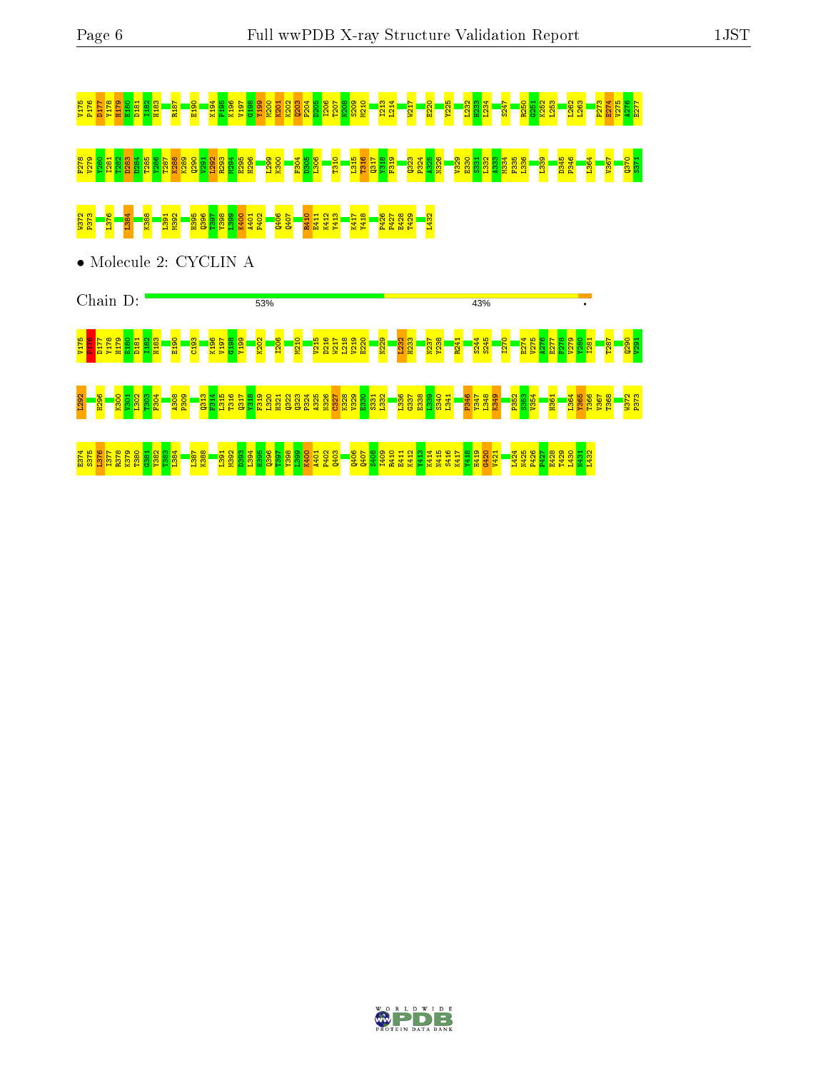V175 F176 D177 Y178 H179 E180 D181 I182 H183 R187 E190 K194 P195 K196 V197 G198 Y199 M200 K201 K202 Q203 P204 D205 I206 T207 N208 S209 M210 I213 L214 W217 E220 Y225 L232 H233 L234 S247 R250 G251 K252 L253 L262 L263 P273 E274 V275 A276 E277

F278 V279 Y280 I281 T282 D283 D284 T285 Y286 T287 K288 K289 Q290 V291 L292 R293 M294 E295 H296 L299 K300 F304 D305 L306 T310 L315 T316 Q317 Y318 F319 Q323 P324 A325 N326 V329 E330 S331 L332 A333 M334 F335 L336 L339 D345 P346 L364 V367 Q370 S371

W372 P373 L376 L384 K388 L391 M392 H395 Q396 T397 Y398 L399 K400 A401 P402 Q406 Q407 R410 E411 K412 Y413 K417 Y418 P426 P427 E428 T429 L432

- Molecule 2: CYCLIN A

Chain D: 53% 43%

V175 F176 D177 Y178 H179 E180 D181 I182 H183 E190 C193 K196 V197 G198 Y199 K202 I206 M210 V215 D216 W217 L218 V219 E220 N229 L232 H233 N237 Y238 R241 S244 S245 I270 E274 V275 A276 E277 F278 V279 Y280 I281 T287 Q290 V291

L292 H296 K300 V301 L302 T303 F304 A308 P309 Q313 F314 L315 T316 Q317 Y318 F319 L320 H321 Q322 Q323 P324 A325 N326 C327 K328 V329 E330 S331 L332 L336 G337 E338 L339 S340 L341 P346 Y347 L348 K349 P352 S353 V354 H361 L364 T365 K366 V367 T368 W372 P373

E374 S375 L376 L377 R378 K379 T380 G381 Y382 T383 L384 L387 K388 L391 M392 Q393 L394 H395 Q396 T397 Y398 L399 K400 A401 P402 Q403 Q406 Q407 S408 I409 R410 E411 K412 Y413 K414 N415 S416 K417 Y418 H419 G420 V421 L424 N425 P426 P427 E428 T429 L430 N431 L432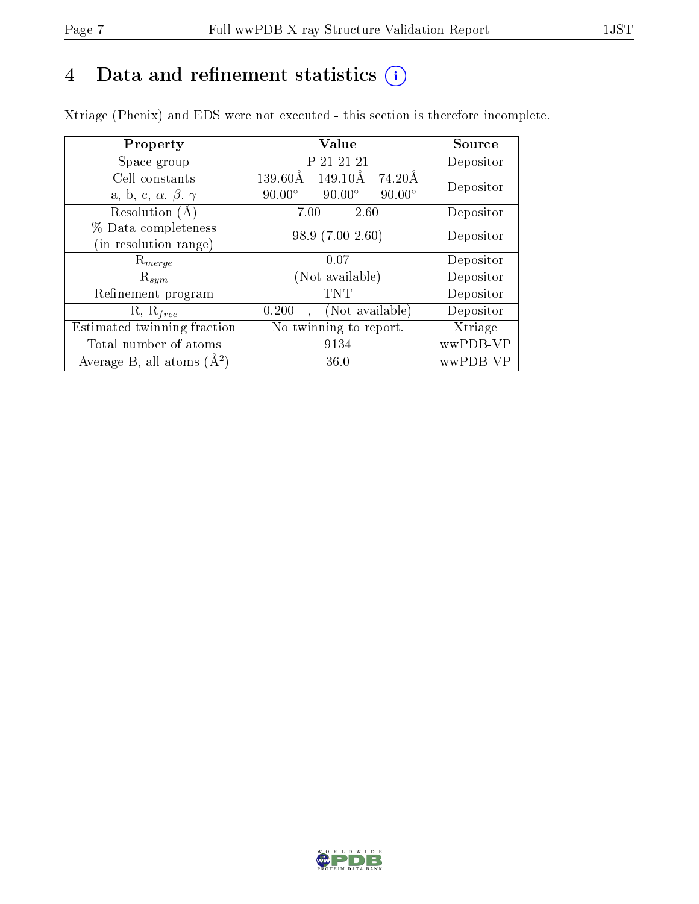# 4 Data and refinement statistics

Xtriage (Phenix) and EDS were not executed - this section is therefore incomplete.

| Property | Value | Source |
|---|---|---|
| Space group | P 21 21 21 | Depositor |
| Cell constants<br>a, b, c, $\alpha$, $\beta$, $\gamma$ | 139.60Å 149.10Å 74.20Å<br>90.00° 90.00° 90.00° | Depositor |
| Resolution (Å) | 7.00 – 2.60 | Depositor |
| % Data completeness<br>(in resolution range) | 98.9 (7.00-2.60) | Depositor |
| $R_{merge}$ | 0.07 | Depositor |
| $R_{sym}$ | (Not available) | Depositor |
| Refinement program | TNT | Depositor |
| R, $R_{free}$ | 0.200 , (Not available) | Depositor |
| Estimated twinning fraction | No twinning to report. | Xtriage |
| Total number of atoms | 9134 | wwPDB-VP |
| Average B, all atoms (Å$^2$) | 36.0 | wwPDB-VP |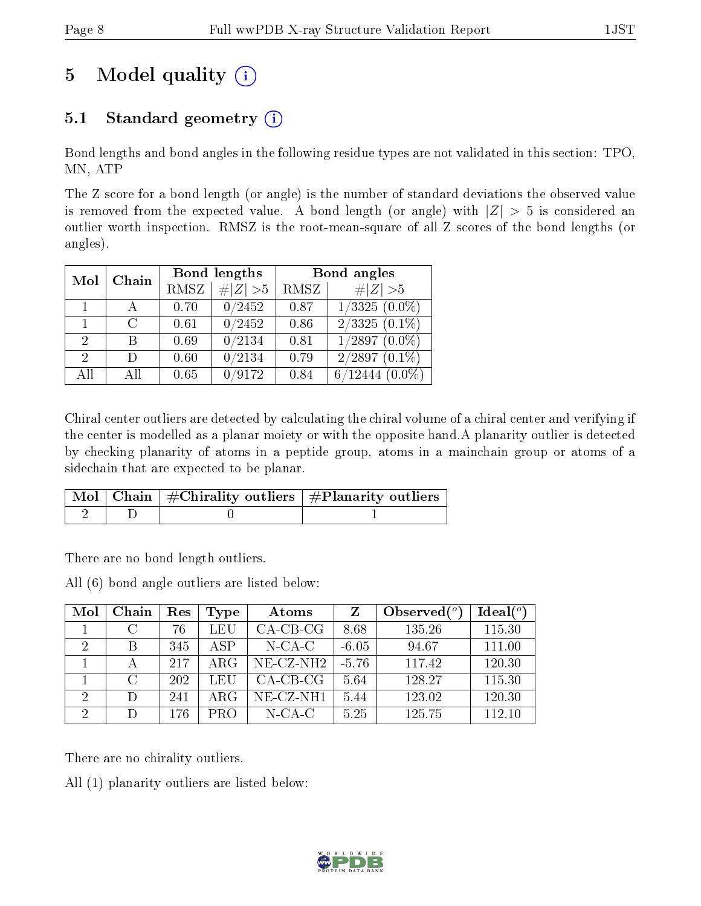# 5 Model quality

## 5.1 Standard geometry

Bond lengths and bond angles in the following residue types are not validated in this section: TPO, MN, ATP

The Z score for a bond length (or angle) is the number of standard deviations the observed value is removed from the expected value. A bond length (or angle) with $|Z| > 5$ is considered an outlier worth inspection. RMSZ is the root-mean-square of all Z scores of the bond lengths (or angles).

| Mol | Chain | Bond lengths | | Bond angles | |
|---|---|---|---|---|---|
| | | RMSZ | $\#\|Z\|>5$ | RMSZ | $\#\|Z\|>5$ |
| 1 | A | 0.70 | 0/2452 | 0.87 | 1/3325 (0.0%) |
| 1 | C | 0.61 | 0/2452 | 0.86 | 2/3325 (0.1%) |
| 2 | B | 0.69 | 0/2134 | 0.81 | 1/2897 (0.0%) |
| 2 | D | 0.60 | 0/2134 | 0.79 | 2/2897 (0.1%) |
| All | All | 0.65 | 0/9172 | 0.84 | 6/12444 (0.0%) |

Chiral center outliers are detected by calculating the chiral volume of a chiral center and verifying if the center is modelled as a planar moiety or with the opposite hand.A planarity outlier is detected by checking planarity of atoms in a peptide group, atoms in a mainchain group or atoms of a sidechain that are expected to be planar.

| Mol | Chain | #Chirality outliers | #Planarity outliers |
|---|---|---|---|
| 2 | D | 0 | 1 |

There are no bond length outliers.

All (6) bond angle outliers are listed below:

| Mol | Chain | Res | Type | Atoms | Z | Observed($^o$) | Ideal($^o$) |
|---|---|---|---|---|---|---|---|
| 1 | C | 76 | LEU | CA-CB-CG | 8.68 | 135.26 | 115.30 |
| 2 | B | 345 | ASP | N-CA-C | -6.05 | 94.67 | 111.00 |
| 1 | A | 217 | ARG | NE-CZ-NH2 | -5.76 | 117.42 | 120.30 |
| 1 | C | 202 | LEU | CA-CB-CG | 5.64 | 128.27 | 115.30 |
| 2 | D | 241 | ARG | NE-CZ-NH1 | 5.44 | 123.02 | 120.30 |
| 2 | D | 176 | PRO | N-CA-C | 5.25 | 125.75 | 112.10 |

There are no chirality outliers.

All (1) planarity outliers are listed below: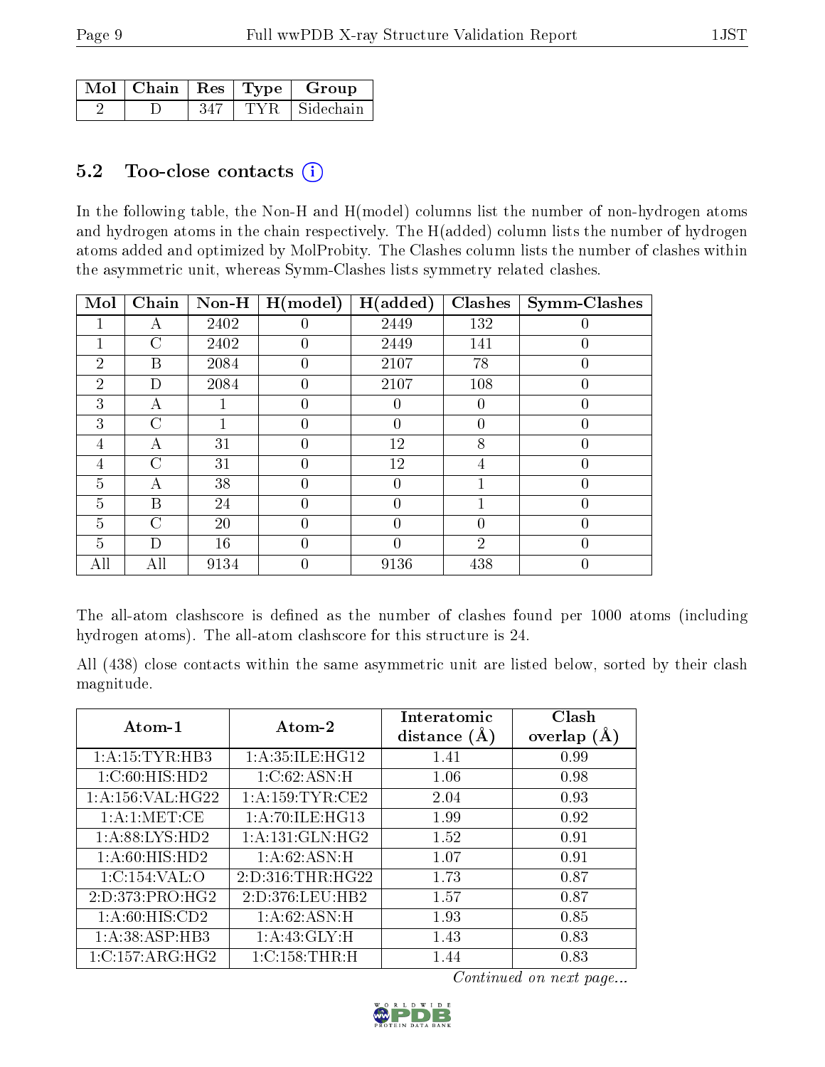| Mol | Chain | Res | Type | Group |
|---|---|---|---|---|
| 2 | D | 347 | TYR | Sidechain |

### 5.2 Too-close contacts (i)

In the following table, the Non-H and H(model) columns list the number of non-hydrogen atoms and hydrogen atoms in the chain respectively. The H(added) column lists the number of hydrogen atoms added and optimized by MolProbity. The Clashes column lists the number of clashes within the asymmetric unit, whereas Symm-Clashes lists symmetry related clashes.

| Mol | Chain | Non-H | H(model) | H(added) | Clashes | Symm-Clashes |
|---|---|---|---|---|---|---|
| 1 | A | 2402 | 0 | 2449 | 132 | 0 |
| 1 | C | 2402 | 0 | 2449 | 141 | 0 |
| 2 | B | 2084 | 0 | 2107 | 78 | 0 |
| 2 | D | 2084 | 0 | 2107 | 108 | 0 |
| 3 | A | 1 | 0 | 0 | 0 | 0 |
| 3 | C | 1 | 0 | 0 | 0 | 0 |
| 4 | A | 31 | 0 | 12 | 8 | 0 |
| 4 | C | 31 | 0 | 12 | 4 | 0 |
| 5 | A | 38 | 0 | 0 | 1 | 0 |
| 5 | B | 24 | 0 | 0 | 1 | 0 |
| 5 | C | 20 | 0 | 0 | 0 | 0 |
| 5 | D | 16 | 0 | 0 | 2 | 0 |
| All | All | 9134 | 0 | 9136 | 438 | 0 |

The all-atom clashscore is defined as the number of clashes found per 1000 atoms (including hydrogen atoms). The all-atom clashscore for this structure is 24.

All (438) close contacts within the same asymmetric unit are listed below, sorted by their clash magnitude.

| Atom-1 | Atom-2 | Interatomic distance (Å) | Clash overlap (Å) |
|---|---|---|---|
| 1:A:15:TYR:HB3 | 1:A:35:ILE:HG12 | 1.41 | 0.99 |
| 1:C:60:HIS:HD2 | 1:C:62:ASN:H | 1.06 | 0.98 |
| 1:A:156:VAL:HG22 | 1:A:159:TYR:CE2 | 2.04 | 0.93 |
| 1:A:1:MET:CE | 1:A:70:ILE:HG13 | 1.99 | 0.92 |
| 1:A:88:LYS:HD2 | 1:A:131:GLN:HG2 | 1.52 | 0.91 |
| 1:A:60:HIS:HD2 | 1:A:62:ASN:H | 1.07 | 0.91 |
| 1:C:154:VAL:O | 2:D:316:THR:HG22 | 1.73 | 0.87 |
| 2:D:373:PRO:HG2 | 2:D:376:LEU:HB2 | 1.57 | 0.87 |
| 1:A:60:HIS:CD2 | 1:A:62:ASN:H | 1.93 | 0.85 |
| 1:A:38:ASP:HB3 | 1:A:43:GLY:H | 1.43 | 0.83 |
| 1:C:157:ARG:HG2 | 1:C:158:THR:H | 1.44 | 0.83 |

*Continued on next page...*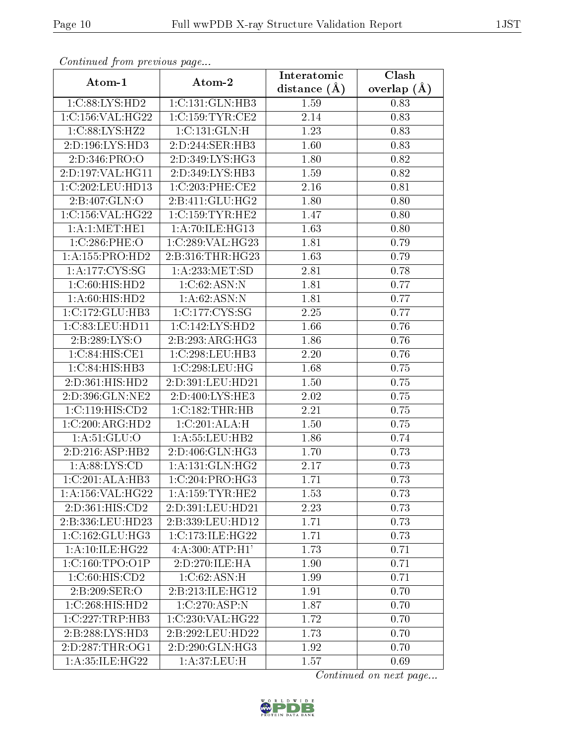*Continued from previous page...*

| Atom-1 | Atom-2 | Interatomic distance (Å) | Clash overlap (Å) |
|---|---|---|---|
| 1:C:88:LYS:HD2 | 1:C:131:GLN:HB3 | 1.59 | 0.83 |
| 1:C:156:VAL:HG22 | 1:C:159:TYR:CE2 | 2.14 | 0.83 |
| 1:C:88:LYS:HZ2 | 1:C:131:GLN:H | 1.23 | 0.83 |
| 2:D:196:LYS:HD3 | 2:D:244:SER:HB3 | 1.60 | 0.83 |
| 2:D:346:PRO:O | 2:D:349:LYS:HG3 | 1.80 | 0.82 |
| 2:D:197:VAL:HG11 | 2:D:349:LYS:HB3 | 1.59 | 0.82 |
| 1:C:202:LEU:HD13 | 1:C:203:PHE:CE2 | 2.16 | 0.81 |
| 2:B:407:GLN:O | 2:B:411:GLU:HG2 | 1.80 | 0.80 |
| 1:C:156:VAL:HG22 | 1:C:159:TYR:HE2 | 1.47 | 0.80 |
| 1:A:1:MET:HE1 | 1:A:70:ILE:HG13 | 1.63 | 0.80 |
| 1:C:286:PHE:O | 1:C:289:VAL:HG23 | 1.81 | 0.79 |
| 1:A:155:PRO:HD2 | 2:B:316:THR:HG23 | 1.63 | 0.79 |
| 1:A:177:CYS:SG | 1:A:233:MET:SD | 2.81 | 0.78 |
| 1:C:60:HIS:HD2 | 1:C:62:ASN:N | 1.81 | 0.77 |
| 1:A:60:HIS:HD2 | 1:A:62:ASN:N | 1.81 | 0.77 |
| 1:C:172:GLU:HB3 | 1:C:177:CYS:SG | 2.25 | 0.77 |
| 1:C:83:LEU:HD11 | 1:C:142:LYS:HD2 | 1.66 | 0.76 |
| 2:B:289:LYS:O | 2:B:293:ARG:HG3 | 1.86 | 0.76 |
| 1:C:84:HIS:CE1 | 1:C:298:LEU:HB3 | 2.20 | 0.76 |
| 1:C:84:HIS:HB3 | 1:C:298:LEU:HG | 1.68 | 0.75 |
| 2:D:361:HIS:HD2 | 2:D:391:LEU:HD21 | 1.50 | 0.75 |
| 2:D:396:GLN:NE2 | 2:D:400:LYS:HE3 | 2.02 | 0.75 |
| 1:C:119:HIS:CD2 | 1:C:182:THR:HB | 2.21 | 0.75 |
| 1:C:200:ARG:HD2 | 1:C:201:ALA:H | 1.50 | 0.75 |
| 1:A:51:GLU:O | 1:A:55:LEU:HB2 | 1.86 | 0.74 |
| 2:D:216:ASP:HB2 | 2:D:406:GLN:HG3 | 1.70 | 0.73 |
| 1:A:88:LYS:CD | 1:A:131:GLN:HG2 | 2.17 | 0.73 |
| 1:C:201:ALA:HB3 | 1:C:204:PRO:HG3 | 1.71 | 0.73 |
| 1:A:156:VAL:HG22 | 1:A:159:TYR:HE2 | 1.53 | 0.73 |
| 2:D:361:HIS:CD2 | 2:D:391:LEU:HD21 | 2.23 | 0.73 |
| 2:B:336:LEU:HD23 | 2:B:339:LEU:HD12 | 1.71 | 0.73 |
| 1:C:162:GLU:HG3 | 1:C:173:ILE:HG22 | 1.71 | 0.73 |
| 1:A:10:ILE:HG22 | 4:A:300:ATP:H1' | 1.73 | 0.71 |
| 1:C:160:TPO:O1P | 2:D:270:ILE:HA | 1.90 | 0.71 |
| 1:C:60:HIS:CD2 | 1:C:62:ASN:H | 1.99 | 0.71 |
| 2:B:209:SER:O | 2:B:213:ILE:HG12 | 1.91 | 0.70 |
| 1:C:268:HIS:HD2 | 1:C:270:ASP:N | 1.87 | 0.70 |
| 1:C:227:TRP:HB3 | 1:C:230:VAL:HG22 | 1.72 | 0.70 |
| 2:B:288:LYS:HD3 | 2:B:292:LEU:HD22 | 1.73 | 0.70 |
| 2:D:287:THR:OG1 | 2:D:290:GLN:HG3 | 1.92 | 0.70 |
| 1:A:35:ILE:HG22 | 1:A:37:LEU:H | 1.57 | 0.69 |

*Continued on next page...*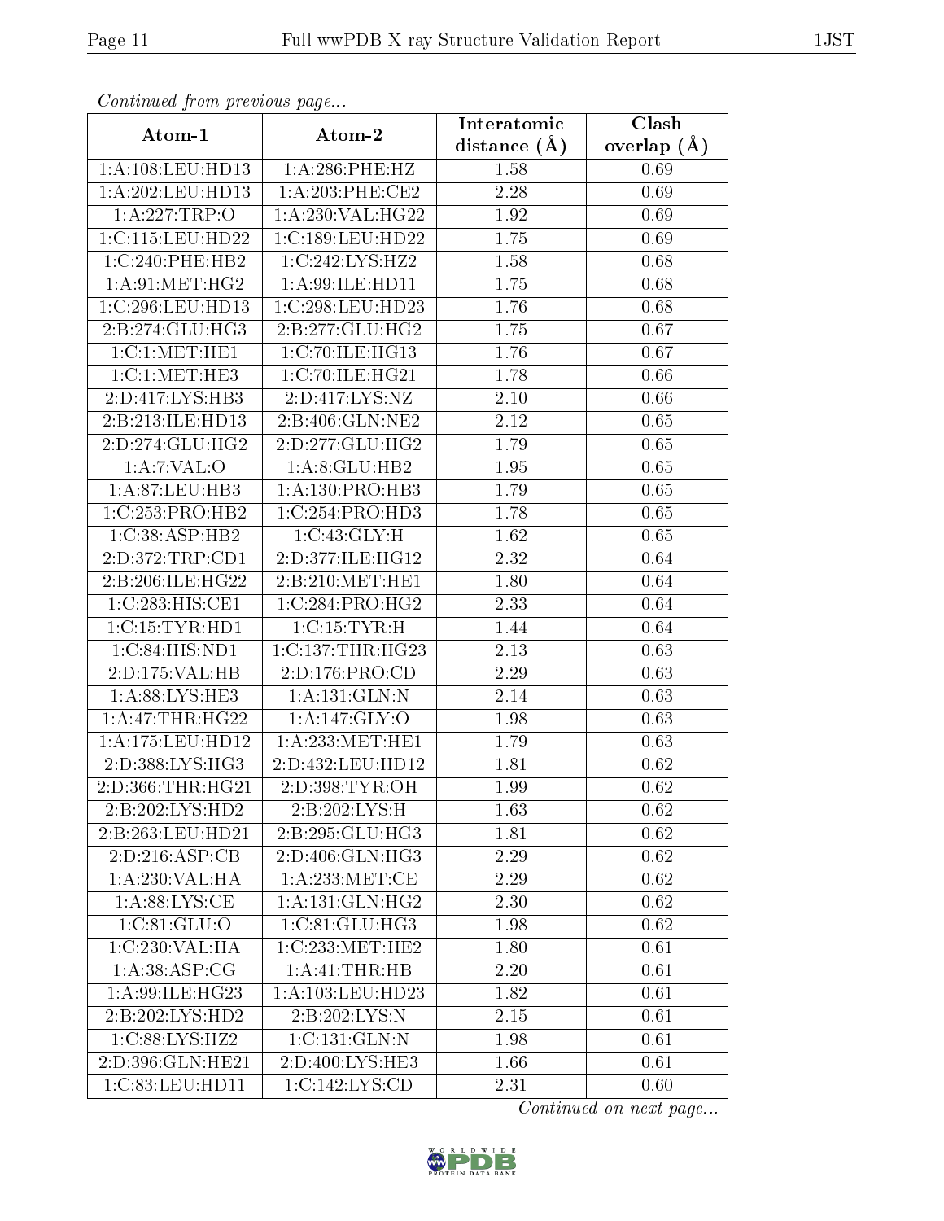*Continued from previous page...*

| Atom-1 | Atom-2 | Interatomic distance (Å) | Clash overlap (Å) |
|---|---|---|---|
| 1:A:108:LEU:HD13 | 1:A:286:PHE:HZ | 1.58 | 0.69 |
| 1:A:202:LEU:HD13 | 1:A:203:PHE:CE2 | 2.28 | 0.69 |
| 1:A:227:TRP:O | 1:A:230:VAL:HG22 | 1.92 | 0.69 |
| 1:C:115:LEU:HD22 | 1:C:189:LEU:HD22 | 1.75 | 0.69 |
| 1:C:240:PHE:HB2 | 1:C:242:LYS:HZ2 | 1.58 | 0.68 |
| 1:A:91:MET:HG2 | 1:A:99:ILE:HD11 | 1.75 | 0.68 |
| 1:C:296:LEU:HD13 | 1:C:298:LEU:HD23 | 1.76 | 0.68 |
| 2:B:274:GLU:HG3 | 2:B:277:GLU:HG2 | 1.75 | 0.67 |
| 1:C:1:MET:HE1 | 1:C:70:ILE:HG13 | 1.76 | 0.67 |
| 1:C:1:MET:HE3 | 1:C:70:ILE:HG21 | 1.78 | 0.66 |
| 2:D:417:LYS:HB3 | 2:D:417:LYS:NZ | 2.10 | 0.66 |
| 2:B:213:ILE:HD13 | 2:B:406:GLN:NE2 | 2.12 | 0.65 |
| 2:D:274:GLU:HG2 | 2:D:277:GLU:HG2 | 1.79 | 0.65 |
| 1:A:7:VAL:O | 1:A:8:GLU:HB2 | 1.95 | 0.65 |
| 1:A:87:LEU:HB3 | 1:A:130:PRO:HB3 | 1.79 | 0.65 |
| 1:C:253:PRO:HB2 | 1:C:254:PRO:HD3 | 1.78 | 0.65 |
| 1:C:38:ASP:HB2 | 1:C:43:GLY:H | 1.62 | 0.65 |
| 2:D:372:TRP:CD1 | 2:D:377:ILE:HG12 | 2.32 | 0.64 |
| 2:B:206:ILE:HG22 | 2:B:210:MET:HE1 | 1.80 | 0.64 |
| 1:C:283:HIS:CE1 | 1:C:284:PRO:HG2 | 2.33 | 0.64 |
| 1:C:15:TYR:HD1 | 1:C:15:TYR:H | 1.44 | 0.64 |
| 1:C:84:HIS:ND1 | 1:C:137:THR:HG23 | 2.13 | 0.63 |
| 2:D:175:VAL:HB | 2:D:176:PRO:CD | 2.29 | 0.63 |
| 1:A:88:LYS:HE3 | 1:A:131:GLN:N | 2.14 | 0.63 |
| 1:A:47:THR:HG22 | 1:A:147:GLY:O | 1.98 | 0.63 |
| 1:A:175:LEU:HD12 | 1:A:233:MET:HE1 | 1.79 | 0.63 |
| 2:D:388:LYS:HG3 | 2:D:432:LEU:HD12 | 1.81 | 0.62 |
| 2:D:366:THR:HG21 | 2:D:398:TYR:OH | 1.99 | 0.62 |
| 2:B:202:LYS:HD2 | 2:B:202:LYS:H | 1.63 | 0.62 |
| 2:B:263:LEU:HD21 | 2:B:295:GLU:HG3 | 1.81 | 0.62 |
| 2:D:216:ASP:CB | 2:D:406:GLN:HG3 | 2.29 | 0.62 |
| 1:A:230:VAL:HA | 1:A:233:MET:CE | 2.29 | 0.62 |
| 1:A:88:LYS:CE | 1:A:131:GLN:HG2 | 2.30 | 0.62 |
| 1:C:81:GLU:O | 1:C:81:GLU:HG3 | 1.98 | 0.62 |
| 1:C:230:VAL:HA | 1:C:233:MET:HE2 | 1.80 | 0.61 |
| 1:A:38:ASP:CG | 1:A:41:THR:HB | 2.20 | 0.61 |
| 1:A:99:ILE:HG23 | 1:A:103:LEU:HD23 | 1.82 | 0.61 |
| 2:B:202:LYS:HD2 | 2:B:202:LYS:N | 2.15 | 0.61 |
| 1:C:88:LYS:HZ2 | 1:C:131:GLN:N | 1.98 | 0.61 |
| 2:D:396:GLN:HE21 | 2:D:400:LYS:HE3 | 1.66 | 0.61 |
| 1:C:83:LEU:HD11 | 1:C:142:LYS:CD | 2.31 | 0.60 |

*Continued on next page...*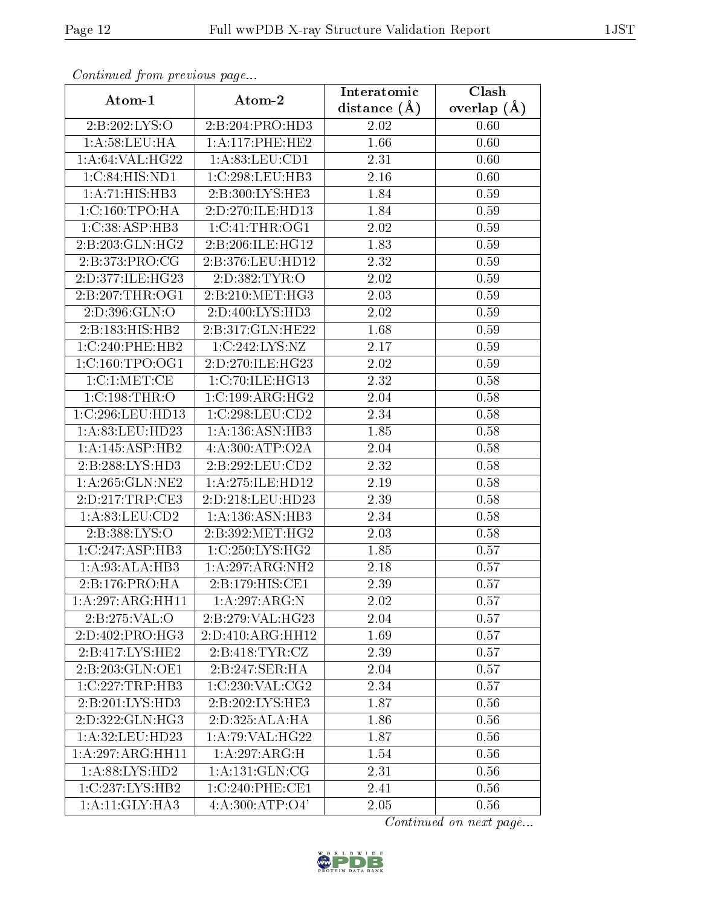*Continued from previous page...*

| Atom-1 | Atom-2 | Interatomic distance (Å) | Clash overlap (Å) |
| --- | --- | --- | --- |
| 2:B:202:LYS:O | 2:B:204:PRO:HD3 | 2.02 | 0.60 |
| 1:A:58:LEU:HA | 1:A:117:PHE:HE2 | 1.66 | 0.60 |
| 1:A:64:VAL:HG22 | 1:A:83:LEU:CD1 | 2.31 | 0.60 |
| 1:C:84:HIS:ND1 | 1:C:298:LEU:HB3 | 2.16 | 0.60 |
| 1:A:71:HIS:HB3 | 2:B:300:LYS:HE3 | 1.84 | 0.59 |
| 1:C:160:TPO:HA | 2:D:270:ILE:HD13 | 1.84 | 0.59 |
| 1:C:38:ASP:HB3 | 1:C:41:THR:OG1 | 2.02 | 0.59 |
| 2:B:203:GLN:HG2 | 2:B:206:ILE:HG12 | 1.83 | 0.59 |
| 2:B:373:PRO:CG | 2:B:376:LEU:HD12 | 2.32 | 0.59 |
| 2:D:377:ILE:HG23 | 2:D:382:TYR:O | 2.02 | 0.59 |
| 2:B:207:THR:OG1 | 2:B:210:MET:HG3 | 2.03 | 0.59 |
| 2:D:396:GLN:O | 2:D:400:LYS:HD3 | 2.02 | 0.59 |
| 2:B:183:HIS:HB2 | 2:B:317:GLN:HE22 | 1.68 | 0.59 |
| 1:C:240:PHE:HB2 | 1:C:242:LYS:NZ | 2.17 | 0.59 |
| 1:C:160:TPO:OG1 | 2:D:270:ILE:HG23 | 2.02 | 0.59 |
| 1:C:1:MET:CE | 1:C:70:ILE:HG13 | 2.32 | 0.58 |
| 1:C:198:THR:O | 1:C:199:ARG:HG2 | 2.04 | 0.58 |
| 1:C:296:LEU:HD13 | 1:C:298:LEU:CD2 | 2.34 | 0.58 |
| 1:A:83:LEU:HD23 | 1:A:136:ASN:HB3 | 1.85 | 0.58 |
| 1:A:145:ASP:HB2 | 4:A:300:ATP:O2A | 2.04 | 0.58 |
| 2:B:288:LYS:HD3 | 2:B:292:LEU:CD2 | 2.32 | 0.58 |
| 1:A:265:GLN:NE2 | 1:A:275:ILE:HD12 | 2.19 | 0.58 |
| 2:D:217:TRP:CE3 | 2:D:218:LEU:HD23 | 2.39 | 0.58 |
| 1:A:83:LEU:CD2 | 1:A:136:ASN:HB3 | 2.34 | 0.58 |
| 2:B:388:LYS:O | 2:B:392:MET:HG2 | 2.03 | 0.58 |
| 1:C:247:ASP:HB3 | 1:C:250:LYS:HG2 | 1.85 | 0.57 |
| 1:A:93:ALA:HB3 | 1:A:297:ARG:NH2 | 2.18 | 0.57 |
| 2:B:176:PRO:HA | 2:B:179:HIS:CE1 | 2.39 | 0.57 |
| 1:A:297:ARG:HH11 | 1:A:297:ARG:N | 2.02 | 0.57 |
| 2:B:275:VAL:O | 2:B:279:VAL:HG23 | 2.04 | 0.57 |
| 2:D:402:PRO:HG3 | 2:D:410:ARG:HH12 | 1.69 | 0.57 |
| 2:B:417:LYS:HE2 | 2:B:418:TYR:CZ | 2.39 | 0.57 |
| 2:B:203:GLN:OE1 | 2:B:247:SER:HA | 2.04 | 0.57 |
| 1:C:227:TRP:HB3 | 1:C:230:VAL:CG2 | 2.34 | 0.57 |
| 2:B:201:LYS:HD3 | 2:B:202:LYS:HE3 | 1.87 | 0.56 |
| 2:D:322:GLN:HG3 | 2:D:325:ALA:HA | 1.86 | 0.56 |
| 1:A:32:LEU:HD23 | 1:A:79:VAL:HG22 | 1.87 | 0.56 |
| 1:A:297:ARG:HH11 | 1:A:297:ARG:H | 1.54 | 0.56 |
| 1:A:88:LYS:HD2 | 1:A:131:GLN:CG | 2.31 | 0.56 |
| 1:C:237:LYS:HB2 | 1:C:240:PHE:CE1 | 2.41 | 0.56 |
| 1:A:11:GLY:HA3 | 4:A:300:ATP:O4' | 2.05 | 0.56 |

*Continued on next page...*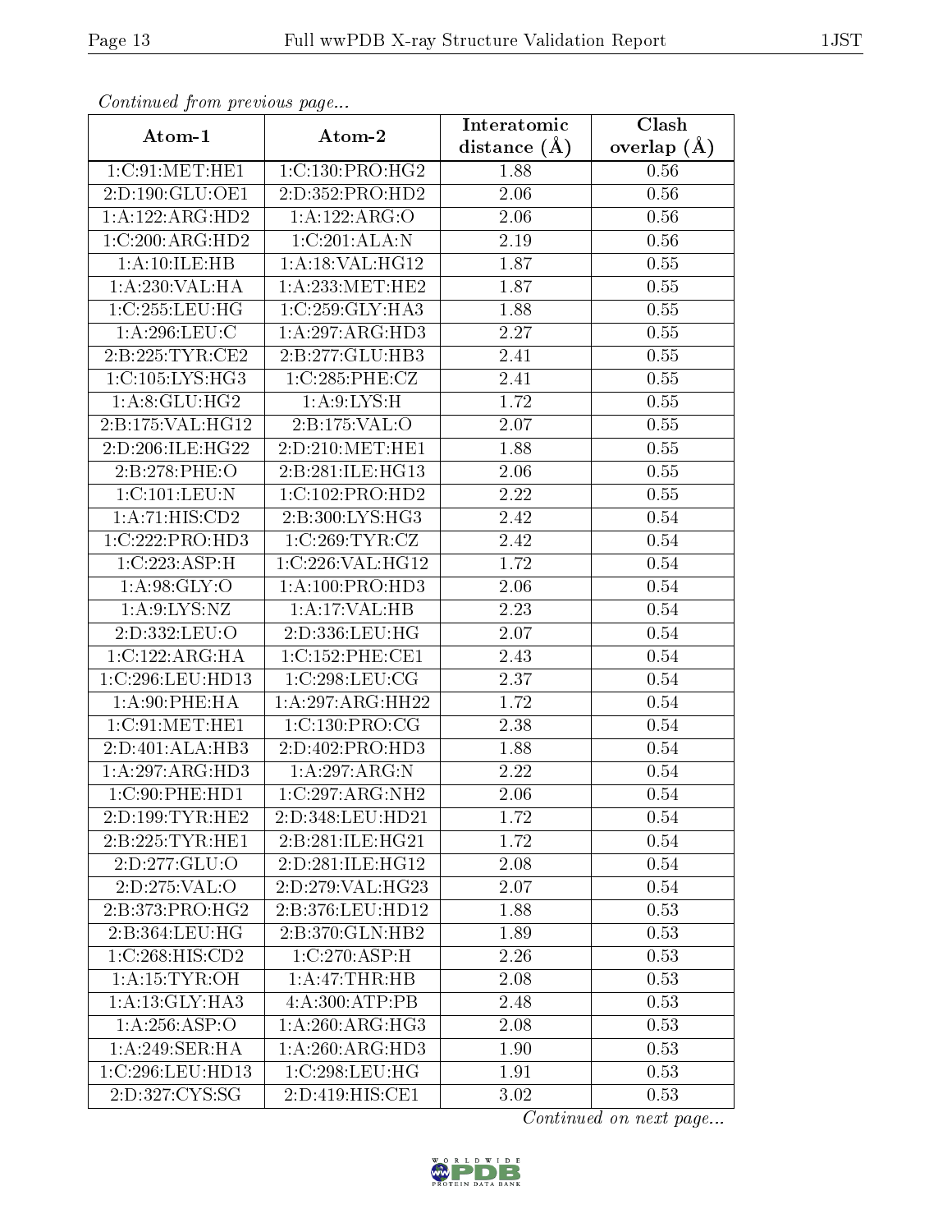*Continued from previous page...*

| Atom-1 | Atom-2 | Interatomic distance (Å) | Clash overlap (Å) |
|---|---|---|---|
| 1:C:91:MET:HE1 | 1:C:130:PRO:HG2 | 1.88 | 0.56 |
| 2:D:190:GLU:OE1 | 2:D:352:PRO:HD2 | 2.06 | 0.56 |
| 1:A:122:ARG:HD2 | 1:A:122:ARG:O | 2.06 | 0.56 |
| 1:C:200:ARG:HD2 | 1:C:201:ALA:N | 2.19 | 0.56 |
| 1:A:10:ILE:HB | 1:A:18:VAL:HG12 | 1.87 | 0.55 |
| 1:A:230:VAL:HA | 1:A:233:MET:HE2 | 1.87 | 0.55 |
| 1:C:255:LEU:HG | 1:C:259:GLY:HA3 | 1.88 | 0.55 |
| 1:A:296:LEU:C | 1:A:297:ARG:HD3 | 2.27 | 0.55 |
| 2:B:225:TYR:CE2 | 2:B:277:GLU:HB3 | 2.41 | 0.55 |
| 1:C:105:LYS:HG3 | 1:C:285:PHE:CZ | 2.41 | 0.55 |
| 1:A:8:GLU:HG2 | 1:A:9:LYS:H | 1.72 | 0.55 |
| 2:B:175:VAL:HG12 | 2:B:175:VAL:O | 2.07 | 0.55 |
| 2:D:206:ILE:HG22 | 2:D:210:MET:HE1 | 1.88 | 0.55 |
| 2:B:278:PHE:O | 2:B:281:ILE:HG13 | 2.06 | 0.55 |
| 1:C:101:LEU:N | 1:C:102:PRO:HD2 | 2.22 | 0.55 |
| 1:A:71:HIS:CD2 | 2:B:300:LYS:HG3 | 2.42 | 0.54 |
| 1:C:222:PRO:HD3 | 1:C:269:TYR:CZ | 2.42 | 0.54 |
| 1:C:223:ASP:H | 1:C:226:VAL:HG12 | 1.72 | 0.54 |
| 1:A:98:GLY:O | 1:A:100:PRO:HD3 | 2.06 | 0.54 |
| 1:A:9:LYS:NZ | 1:A:17:VAL:HB | 2.23 | 0.54 |
| 2:D:332:LEU:O | 2:D:336:LEU:HG | 2.07 | 0.54 |
| 1:C:122:ARG:HA | 1:C:152:PHE:CE1 | 2.43 | 0.54 |
| 1:C:296:LEU:HD13 | 1:C:298:LEU:CG | 2.37 | 0.54 |
| 1:A:90:PHE:HA | 1:A:297:ARG:HH22 | 1.72 | 0.54 |
| 1:C:91:MET:HE1 | 1:C:130:PRO:CG | 2.38 | 0.54 |
| 2:D:401:ALA:HB3 | 2:D:402:PRO:HD3 | 1.88 | 0.54 |
| 1:A:297:ARG:HD3 | 1:A:297:ARG:N | 2.22 | 0.54 |
| 1:C:90:PHE:HD1 | 1:C:297:ARG:NH2 | 2.06 | 0.54 |
| 2:D:199:TYR:HE2 | 2:D:348:LEU:HD21 | 1.72 | 0.54 |
| 2:B:225:TYR:HE1 | 2:B:281:ILE:HG21 | 1.72 | 0.54 |
| 2:D:277:GLU:O | 2:D:281:ILE:HG12 | 2.08 | 0.54 |
| 2:D:275:VAL:O | 2:D:279:VAL:HG23 | 2.07 | 0.54 |
| 2:B:373:PRO:HG2 | 2:B:376:LEU:HD12 | 1.88 | 0.53 |
| 2:B:364:LEU:HG | 2:B:370:GLN:HB2 | 1.89 | 0.53 |
| 1:C:268:HIS:CD2 | 1:C:270:ASP:H | 2.26 | 0.53 |
| 1:A:15:TYR:OH | 1:A:47:THR:HB | 2.08 | 0.53 |
| 1:A:13:GLY:HA3 | 4:A:300:ATP:PB | 2.48 | 0.53 |
| 1:A:256:ASP:O | 1:A:260:ARG:HG3 | 2.08 | 0.53 |
| 1:A:249:SER:HA | 1:A:260:ARG:HD3 | 1.90 | 0.53 |
| 1:C:296:LEU:HD13 | 1:C:298:LEU:HG | 1.91 | 0.53 |
| 2:D:327:CYS:SG | 2:D:419:HIS:CE1 | 3.02 | 0.53 |

*Continued on next page...*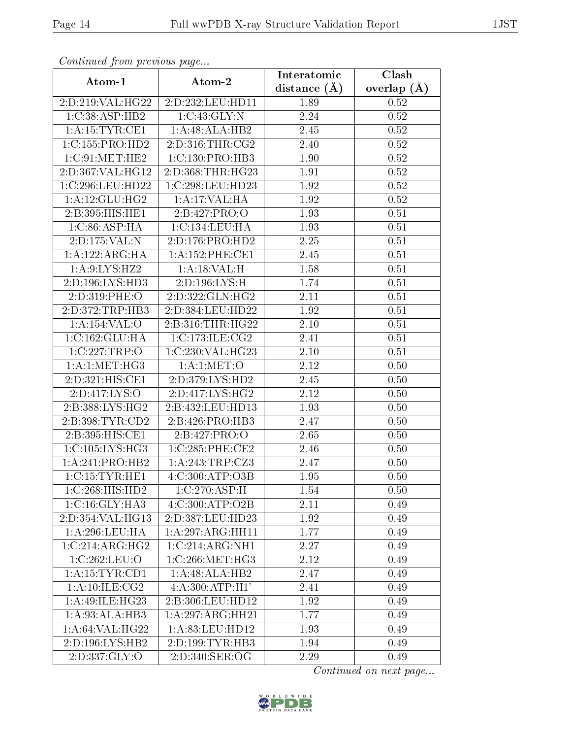*Continued from previous page...*

| Atom-1 | Atom-2 | Interatomic distance (Å) | Clash overlap (Å) |
|---|---|---|---|
| 2:D:219:VAL:HG22 | 2:D:232:LEU:HD11 | 1.89 | 0.52 |
| 1:C:38:ASP:HB2 | 1:C:43:GLY:N | 2.24 | 0.52 |
| 1:A:15:TYR:CE1 | 1:A:48:ALA:HB2 | 2.45 | 0.52 |
| 1:C:155:PRO:HD2 | 2:D:316:THR:CG2 | 2.40 | 0.52 |
| 1:C:91:MET:HE2 | 1:C:130:PRO:HB3 | 1.90 | 0.52 |
| 2:D:367:VAL:HG12 | 2:D:368:THR:HG23 | 1.91 | 0.52 |
| 1:C:296:LEU:HD22 | 1:C:298:LEU:HD23 | 1.92 | 0.52 |
| 1:A:12:GLU:HG2 | 1:A:17:VAL:HA | 1.92 | 0.52 |
| 2:B:395:HIS:HE1 | 2:B:427:PRO:O | 1.93 | 0.51 |
| 1:C:86:ASP:HA | 1:C:134:LEU:HA | 1.93 | 0.51 |
| 2:D:175:VAL:N | 2:D:176:PRO:HD2 | 2.25 | 0.51 |
| 1:A:122:ARG:HA | 1:A:152:PHE:CE1 | 2.45 | 0.51 |
| 1:A:9:LYS:HZ2 | 1:A:18:VAL:H | 1.58 | 0.51 |
| 2:D:196:LYS:HD3 | 2:D:196:LYS:H | 1.74 | 0.51 |
| 2:D:319:PHE:O | 2:D:322:GLN:HG2 | 2.11 | 0.51 |
| 2:D:372:TRP:HB3 | 2:D:384:LEU:HD22 | 1.92 | 0.51 |
| 1:A:154:VAL:O | 2:B:316:THR:HG22 | 2.10 | 0.51 |
| 1:C:162:GLU:HA | 1:C:173:ILE:CG2 | 2.41 | 0.51 |
| 1:C:227:TRP:O | 1:C:230:VAL:HG23 | 2.10 | 0.51 |
| 1:A:1:MET:HG3 | 1:A:1:MET:O | 2.12 | 0.50 |
| 2:D:321:HIS:CE1 | 2:D:379:LYS:HD2 | 2.45 | 0.50 |
| 2:D:417:LYS:O | 2:D:417:LYS:HG2 | 2.12 | 0.50 |
| 2:B:388:LYS:HG2 | 2:B:432:LEU:HD13 | 1.93 | 0.50 |
| 2:B:398:TYR:CD2 | 2:B:426:PRO:HB3 | 2.47 | 0.50 |
| 2:B:395:HIS:CE1 | 2:B:427:PRO:O | 2.65 | 0.50 |
| 1:C:105:LYS:HG3 | 1:C:285:PHE:CE2 | 2.46 | 0.50 |
| 1:A:241:PRO:HB2 | 1:A:243:TRP:CZ3 | 2.47 | 0.50 |
| 1:C:15:TYR:HE1 | 4:C:300:ATP:O3B | 1.95 | 0.50 |
| 1:C:268:HIS:HD2 | 1:C:270:ASP:H | 1.54 | 0.50 |
| 1:C:16:GLY:HA3 | 4:C:300:ATP:O2B | 2.11 | 0.49 |
| 2:D:354:VAL:HG13 | 2:D:387:LEU:HD23 | 1.92 | 0.49 |
| 1:A:296:LEU:HA | 1:A:297:ARG:HH11 | 1.77 | 0.49 |
| 1:C:214:ARG:HG2 | 1:C:214:ARG:NH1 | 2.27 | 0.49 |
| 1:C:262:LEU:O | 1:C:266:MET:HG3 | 2.12 | 0.49 |
| 1:A:15:TYR:CD1 | 1:A:48:ALA:HB2 | 2.47 | 0.49 |
| 1:A:10:ILE:CG2 | 4:A:300:ATP:H1' | 2.41 | 0.49 |
| 1:A:49:ILE:HG23 | 2:B:306:LEU:HD12 | 1.92 | 0.49 |
| 1:A:93:ALA:HB3 | 1:A:297:ARG:HH21 | 1.77 | 0.49 |
| 1:A:64:VAL:HG22 | 1:A:83:LEU:HD12 | 1.93 | 0.49 |
| 2:D:196:LYS:HB2 | 2:D:199:TYR:HB3 | 1.94 | 0.49 |
| 2:D:337:GLY:O | 2:D:340:SER:OG | 2.29 | 0.49 |

*Continued on next page...*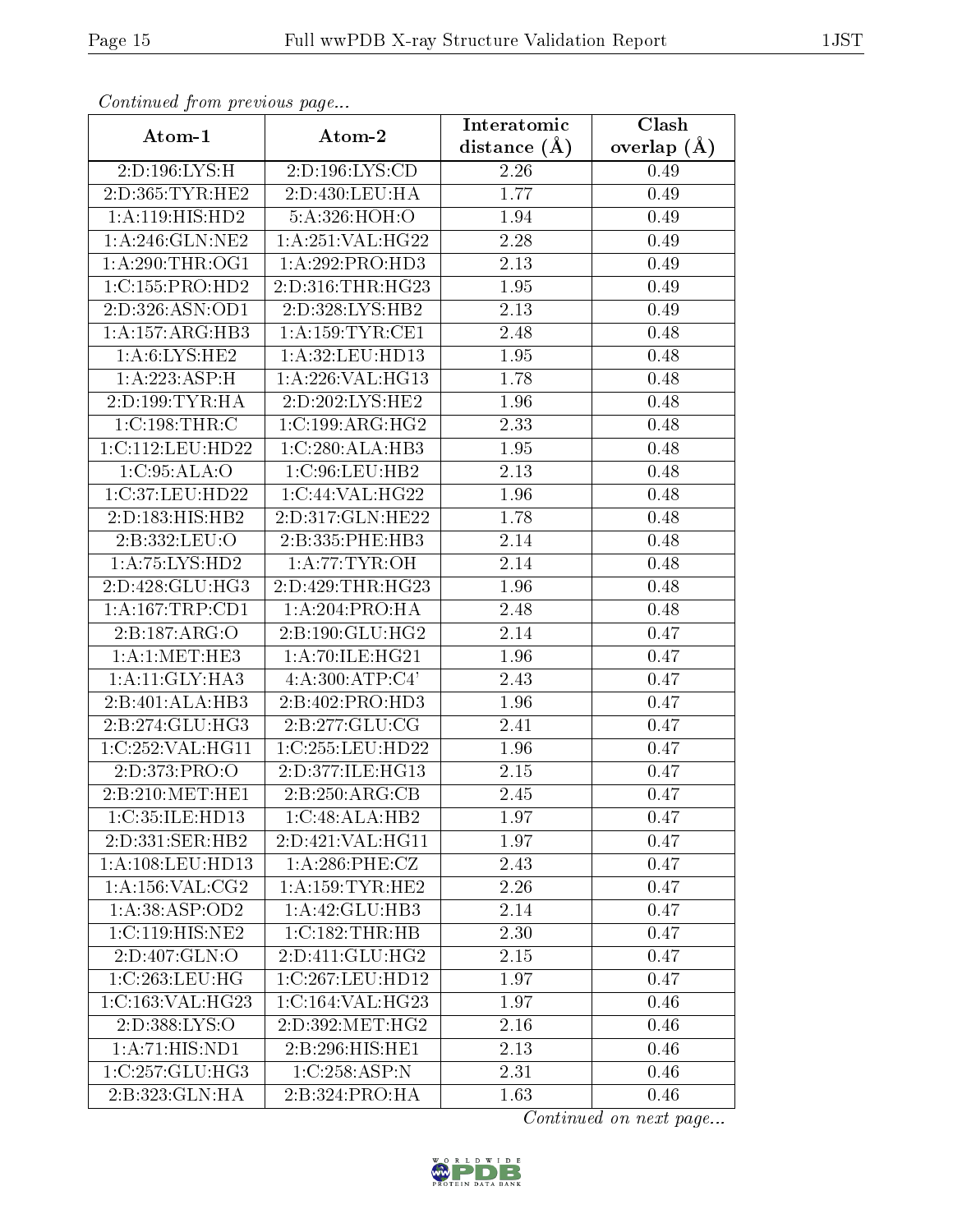*Continued from previous page...*

| Atom-1 | Atom-2 | Interatomic distance (Å) | Clash overlap (Å) |
| --- | --- | --- | --- |
| 2:D:196:LYS:H | 2:D:196:LYS:CD | 2.26 | 0.49 |
| 2:D:365:TYR:HE2 | 2:D:430:LEU:HA | 1.77 | 0.49 |
| 1:A:119:HIS:HD2 | 5:A:326:HOH:O | 1.94 | 0.49 |
| 1:A:246:GLN:NE2 | 1:A:251:VAL:HG22 | 2.28 | 0.49 |
| 1:A:290:THR:OG1 | 1:A:292:PRO:HD3 | 2.13 | 0.49 |
| 1:C:155:PRO:HD2 | 2:D:316:THR:HG23 | 1.95 | 0.49 |
| 2:D:326:ASN:OD1 | 2:D:328:LYS:HB2 | 2.13 | 0.49 |
| 1:A:157:ARG:HB3 | 1:A:159:TYR:CE1 | 2.48 | 0.48 |
| 1:A:6:LYS:HE2 | 1:A:32:LEU:HD13 | 1.95 | 0.48 |
| 1:A:223:ASP:H | 1:A:226:VAL:HG13 | 1.78 | 0.48 |
| 2:D:199:TYR:HA | 2:D:202:LYS:HE2 | 1.96 | 0.48 |
| 1:C:198:THR:C | 1:C:199:ARG:HG2 | 2.33 | 0.48 |
| 1:C:112:LEU:HD22 | 1:C:280:ALA:HB3 | 1.95 | 0.48 |
| 1:C:95:ALA:O | 1:C:96:LEU:HB2 | 2.13 | 0.48 |
| 1:C:37:LEU:HD22 | 1:C:44:VAL:HG22 | 1.96 | 0.48 |
| 2:D:183:HIS:HB2 | 2:D:317:GLN:HE22 | 1.78 | 0.48 |
| 2:B:332:LEU:O | 2:B:335:PHE:HB3 | 2.14 | 0.48 |
| 1:A:75:LYS:HD2 | 1:A:77:TYR:OH | 2.14 | 0.48 |
| 2:D:428:GLU:HG3 | 2:D:429:THR:HG23 | 1.96 | 0.48 |
| 1:A:167:TRP:CD1 | 1:A:204:PRO:HA | 2.48 | 0.48 |
| 2:B:187:ARG:O | 2:B:190:GLU:HG2 | 2.14 | 0.47 |
| 1:A:1:MET:HE3 | 1:A:70:ILE:HG21 | 1.96 | 0.47 |
| 1:A:11:GLY:HA3 | 4:A:300:ATP:C4' | 2.43 | 0.47 |
| 2:B:401:ALA:HB3 | 2:B:402:PRO:HD3 | 1.96 | 0.47 |
| 2:B:274:GLU:HG3 | 2:B:277:GLU:CG | 2.41 | 0.47 |
| 1:C:252:VAL:HG11 | 1:C:255:LEU:HD22 | 1.96 | 0.47 |
| 2:D:373:PRO:O | 2:D:377:ILE:HG13 | 2.15 | 0.47 |
| 2:B:210:MET:HE1 | 2:B:250:ARG:CB | 2.45 | 0.47 |
| 1:C:35:ILE:HD13 | 1:C:48:ALA:HB2 | 1.97 | 0.47 |
| 2:D:331:SER:HB2 | 2:D:421:VAL:HG11 | 1.97 | 0.47 |
| 1:A:108:LEU:HD13 | 1:A:286:PHE:CZ | 2.43 | 0.47 |
| 1:A:156:VAL:CG2 | 1:A:159:TYR:HE2 | 2.26 | 0.47 |
| 1:A:38:ASP:OD2 | 1:A:42:GLU:HB3 | 2.14 | 0.47 |
| 1:C:119:HIS:NE2 | 1:C:182:THR:HB | 2.30 | 0.47 |
| 2:D:407:GLN:O | 2:D:411:GLU:HG2 | 2.15 | 0.47 |
| 1:C:263:LEU:HG | 1:C:267:LEU:HD12 | 1.97 | 0.47 |
| 1:C:163:VAL:HG23 | 1:C:164:VAL:HG23 | 1.97 | 0.46 |
| 2:D:388:LYS:O | 2:D:392:MET:HG2 | 2.16 | 0.46 |
| 1:A:71:HIS:ND1 | 2:B:296:HIS:HE1 | 2.13 | 0.46 |
| 1:C:257:GLU:HG3 | 1:C:258:ASP:N | 2.31 | 0.46 |
| 2:B:323:GLN:HA | 2:B:324:PRO:HA | 1.63 | 0.46 |

*Continued on next page...*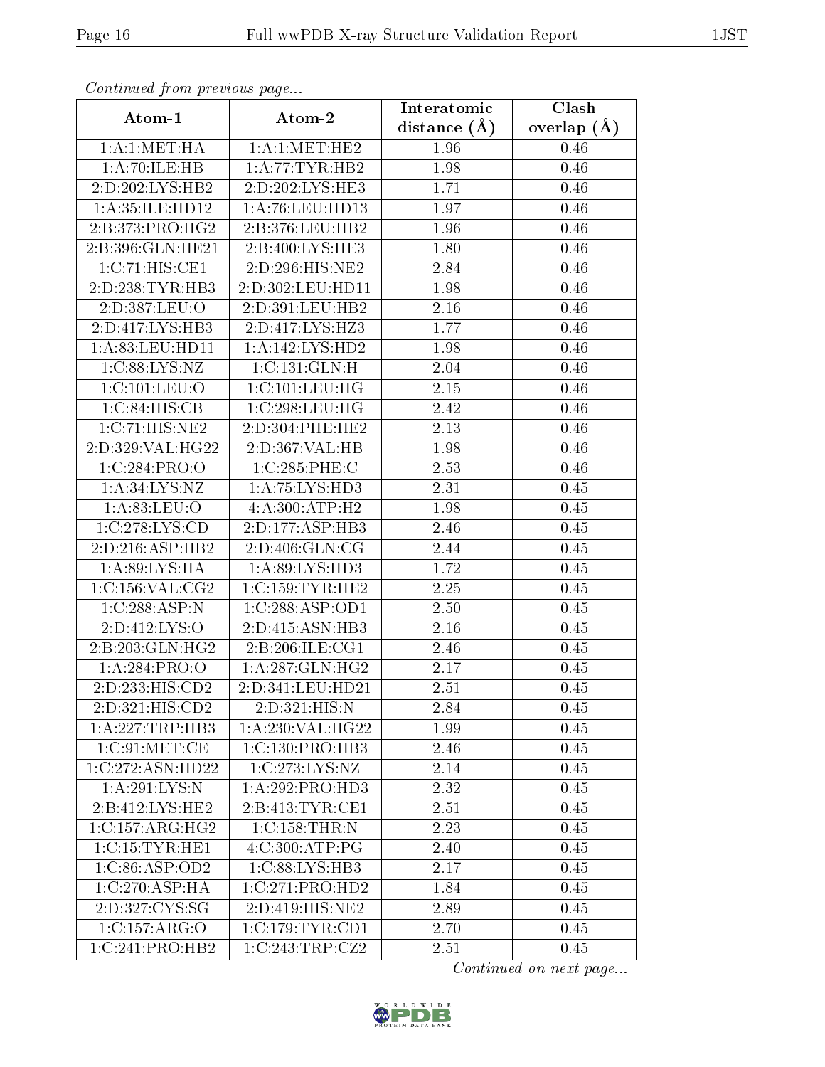*Continued from previous page...*

| Atom-1 | Atom-2 | Interatomic distance (Å) | Clash overlap (Å) |
|---|---|---|---|
| 1:A:1:MET:HA | 1:A:1:MET:HE2 | 1.96 | 0.46 |
| 1:A:70:ILE:HB | 1:A:77:TYR:HB2 | 1.98 | 0.46 |
| 2:D:202:LYS:HB2 | 2:D:202:LYS:HE3 | 1.71 | 0.46 |
| 1:A:35:ILE:HD12 | 1:A:76:LEU:HD13 | 1.97 | 0.46 |
| 2:B:373:PRO:HG2 | 2:B:376:LEU:HB2 | 1.96 | 0.46 |
| 2:B:396:GLN:HE21 | 2:B:400:LYS:HE3 | 1.80 | 0.46 |
| 1:C:71:HIS:CE1 | 2:D:296:HIS:NE2 | 2.84 | 0.46 |
| 2:D:238:TYR:HB3 | 2:D:302:LEU:HD11 | 1.98 | 0.46 |
| 2:D:387:LEU:O | 2:D:391:LEU:HB2 | 2.16 | 0.46 |
| 2:D:417:LYS:HB3 | 2:D:417:LYS:HZ3 | 1.77 | 0.46 |
| 1:A:83:LEU:HD11 | 1:A:142:LYS:HD2 | 1.98 | 0.46 |
| 1:C:88:LYS:NZ | 1:C:131:GLN:H | 2.04 | 0.46 |
| 1:C:101:LEU:O | 1:C:101:LEU:HG | 2.15 | 0.46 |
| 1:C:84:HIS:CB | 1:C:298:LEU:HG | 2.42 | 0.46 |
| 1:C:71:HIS:NE2 | 2:D:304:PHE:HE2 | 2.13 | 0.46 |
| 2:D:329:VAL:HG22 | 2:D:367:VAL:HB | 1.98 | 0.46 |
| 1:C:284:PRO:O | 1:C:285:PHE:C | 2.53 | 0.46 |
| 1:A:34:LYS:NZ | 1:A:75:LYS:HD3 | 2.31 | 0.45 |
| 1:A:83:LEU:O | 4:A:300:ATP:H2 | 1.98 | 0.45 |
| 1:C:278:LYS:CD | 2:D:177:ASP:HB3 | 2.46 | 0.45 |
| 2:D:216:ASP:HB2 | 2:D:406:GLN:CG | 2.44 | 0.45 |
| 1:A:89:LYS:HA | 1:A:89:LYS:HD3 | 1.72 | 0.45 |
| 1:C:156:VAL:CG2 | 1:C:159:TYR:HE2 | 2.25 | 0.45 |
| 1:C:288:ASP:N | 1:C:288:ASP:OD1 | 2.50 | 0.45 |
| 2:D:412:LYS:O | 2:D:415:ASN:HB3 | 2.16 | 0.45 |
| 2:B:203:GLN:HG2 | 2:B:206:ILE:CG1 | 2.46 | 0.45 |
| 1:A:284:PRO:O | 1:A:287:GLN:HG2 | 2.17 | 0.45 |
| 2:D:233:HIS:CD2 | 2:D:341:LEU:HD21 | 2.51 | 0.45 |
| 2:D:321:HIS:CD2 | 2:D:321:HIS:N | 2.84 | 0.45 |
| 1:A:227:TRP:HB3 | 1:A:230:VAL:HG22 | 1.99 | 0.45 |
| 1:C:91:MET:CE | 1:C:130:PRO:HB3 | 2.46 | 0.45 |
| 1:C:272:ASN:HD22 | 1:C:273:LYS:NZ | 2.14 | 0.45 |
| 1:A:291:LYS:N | 1:A:292:PRO:HD3 | 2.32 | 0.45 |
| 2:B:412:LYS:HE2 | 2:B:413:TYR:CE1 | 2.51 | 0.45 |
| 1:C:157:ARG:HG2 | 1:C:158:THR:N | 2.23 | 0.45 |
| 1:C:15:TYR:HE1 | 4:C:300:ATP:PG | 2.40 | 0.45 |
| 1:C:86:ASP:OD2 | 1:C:88:LYS:HB3 | 2.17 | 0.45 |
| 1:C:270:ASP:HA | 1:C:271:PRO:HD2 | 1.84 | 0.45 |
| 2:D:327:CYS:SG | 2:D:419:HIS:NE2 | 2.89 | 0.45 |
| 1:C:157:ARG:O | 1:C:179:TYR:CD1 | 2.70 | 0.45 |
| 1:C:241:PRO:HB2 | 1:C:243:TRP:CZ2 | 2.51 | 0.45 |

*Continued on next page...*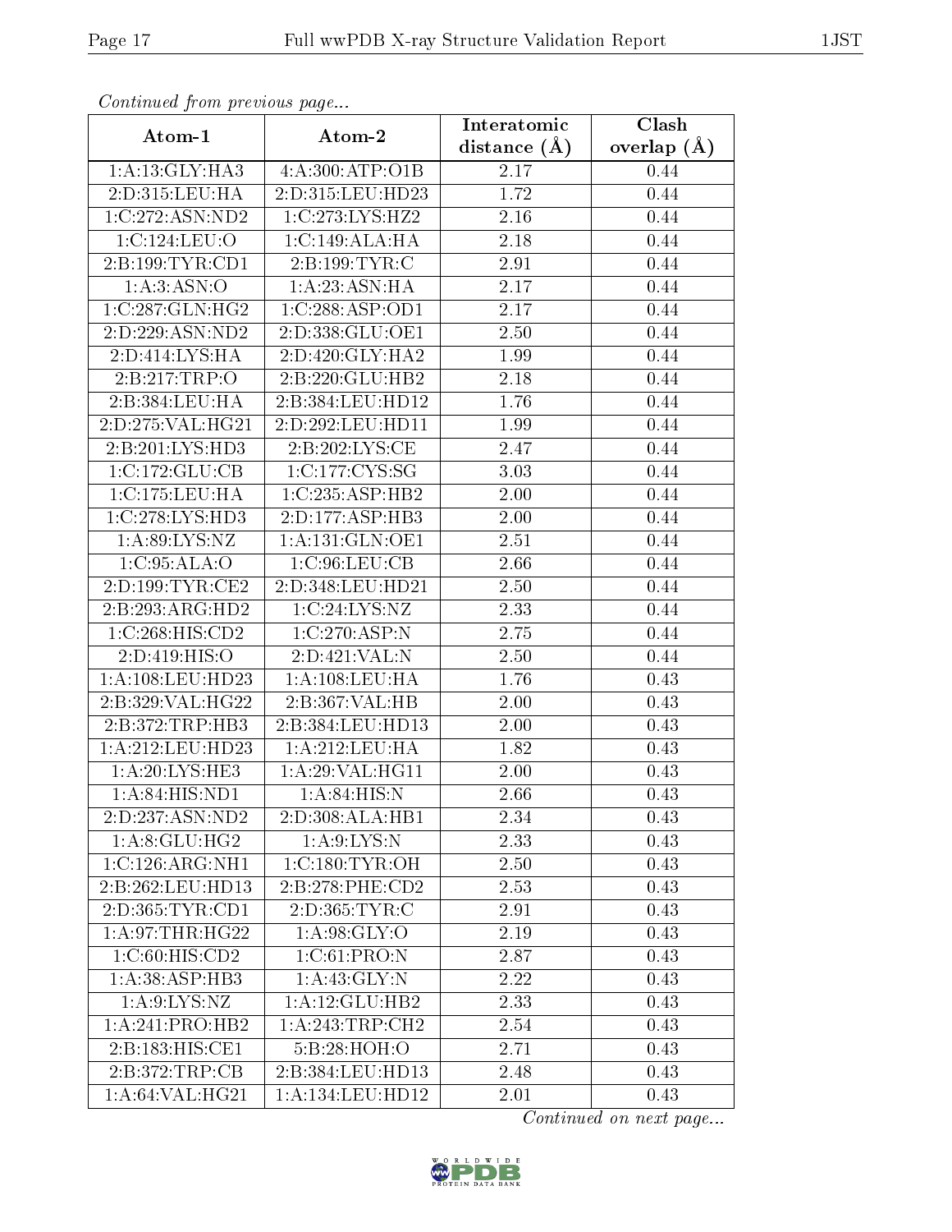*Continued from previous page...*

| Atom-1 | Atom-2 | Interatomic distance (Å) | Clash overlap (Å) |
| --- | --- | --- | --- |
| 1:A:13:GLY:HA3 | 4:A:300:ATP:O1B | 2.17 | 0.44 |
| 2:D:315:LEU:HA | 2:D:315:LEU:HD23 | 1.72 | 0.44 |
| 1:C:272:ASN:ND2 | 1:C:273:LYS:HZ2 | 2.16 | 0.44 |
| 1:C:124:LEU:O | 1:C:149:ALA:HA | 2.18 | 0.44 |
| 2:B:199:TYR:CD1 | 2:B:199:TYR:C | 2.91 | 0.44 |
| 1:A:3:ASN:O | 1:A:23:ASN:HA | 2.17 | 0.44 |
| 1:C:287:GLN:HG2 | 1:C:288:ASP:OD1 | 2.17 | 0.44 |
| 2:D:229:ASN:ND2 | 2:D:338:GLU:OE1 | 2.50 | 0.44 |
| 2:D:414:LYS:HA | 2:D:420:GLY:HA2 | 1.99 | 0.44 |
| 2:B:217:TRP:O | 2:B:220:GLU:HB2 | 2.18 | 0.44 |
| 2:B:384:LEU:HA | 2:B:384:LEU:HD12 | 1.76 | 0.44 |
| 2:D:275:VAL:HG21 | 2:D:292:LEU:HD11 | 1.99 | 0.44 |
| 2:B:201:LYS:HD3 | 2:B:202:LYS:CE | 2.47 | 0.44 |
| 1:C:172:GLU:CB | 1:C:177:CYS:SG | 3.03 | 0.44 |
| 1:C:175:LEU:HA | 1:C:235:ASP:HB2 | 2.00 | 0.44 |
| 1:C:278:LYS:HD3 | 2:D:177:ASP:HB3 | 2.00 | 0.44 |
| 1:A:89:LYS:NZ | 1:A:131:GLN:OE1 | 2.51 | 0.44 |
| 1:C:95:ALA:O | 1:C:96:LEU:CB | 2.66 | 0.44 |
| 2:D:199:TYR:CE2 | 2:D:348:LEU:HD21 | 2.50 | 0.44 |
| 2:B:293:ARG:HD2 | 1:C:24:LYS:NZ | 2.33 | 0.44 |
| 1:C:268:HIS:CD2 | 1:C:270:ASP:N | 2.75 | 0.44 |
| 2:D:419:HIS:O | 2:D:421:VAL:N | 2.50 | 0.44 |
| 1:A:108:LEU:HD23 | 1:A:108:LEU:HA | 1.76 | 0.43 |
| 2:B:329:VAL:HG22 | 2:B:367:VAL:HB | 2.00 | 0.43 |
| 2:B:372:TRP:HB3 | 2:B:384:LEU:HD13 | 2.00 | 0.43 |
| 1:A:212:LEU:HD23 | 1:A:212:LEU:HA | 1.82 | 0.43 |
| 1:A:20:LYS:HE3 | 1:A:29:VAL:HG11 | 2.00 | 0.43 |
| 1:A:84:HIS:ND1 | 1:A:84:HIS:N | 2.66 | 0.43 |
| 2:D:237:ASN:ND2 | 2:D:308:ALA:HB1 | 2.34 | 0.43 |
| 1:A:8:GLU:HG2 | 1:A:9:LYS:N | 2.33 | 0.43 |
| 1:C:126:ARG:NH1 | 1:C:180:TYR:OH | 2.50 | 0.43 |
| 2:B:262:LEU:HD13 | 2:B:278:PHE:CD2 | 2.53 | 0.43 |
| 2:D:365:TYR:CD1 | 2:D:365:TYR:C | 2.91 | 0.43 |
| 1:A:97:THR:HG22 | 1:A:98:GLY:O | 2.19 | 0.43 |
| 1:C:60:HIS:CD2 | 1:C:61:PRO:N | 2.87 | 0.43 |
| 1:A:38:ASP:HB3 | 1:A:43:GLY:N | 2.22 | 0.43 |
| 1:A:9:LYS:NZ | 1:A:12:GLU:HB2 | 2.33 | 0.43 |
| 1:A:241:PRO:HB2 | 1:A:243:TRP:CH2 | 2.54 | 0.43 |
| 2:B:183:HIS:CE1 | 5:B:28:HOH:O | 2.71 | 0.43 |
| 2:B:372:TRP:CB | 2:B:384:LEU:HD13 | 2.48 | 0.43 |
| 1:A:64:VAL:HG21 | 1:A:134:LEU:HD12 | 2.01 | 0.43 |

*Continued on next page...*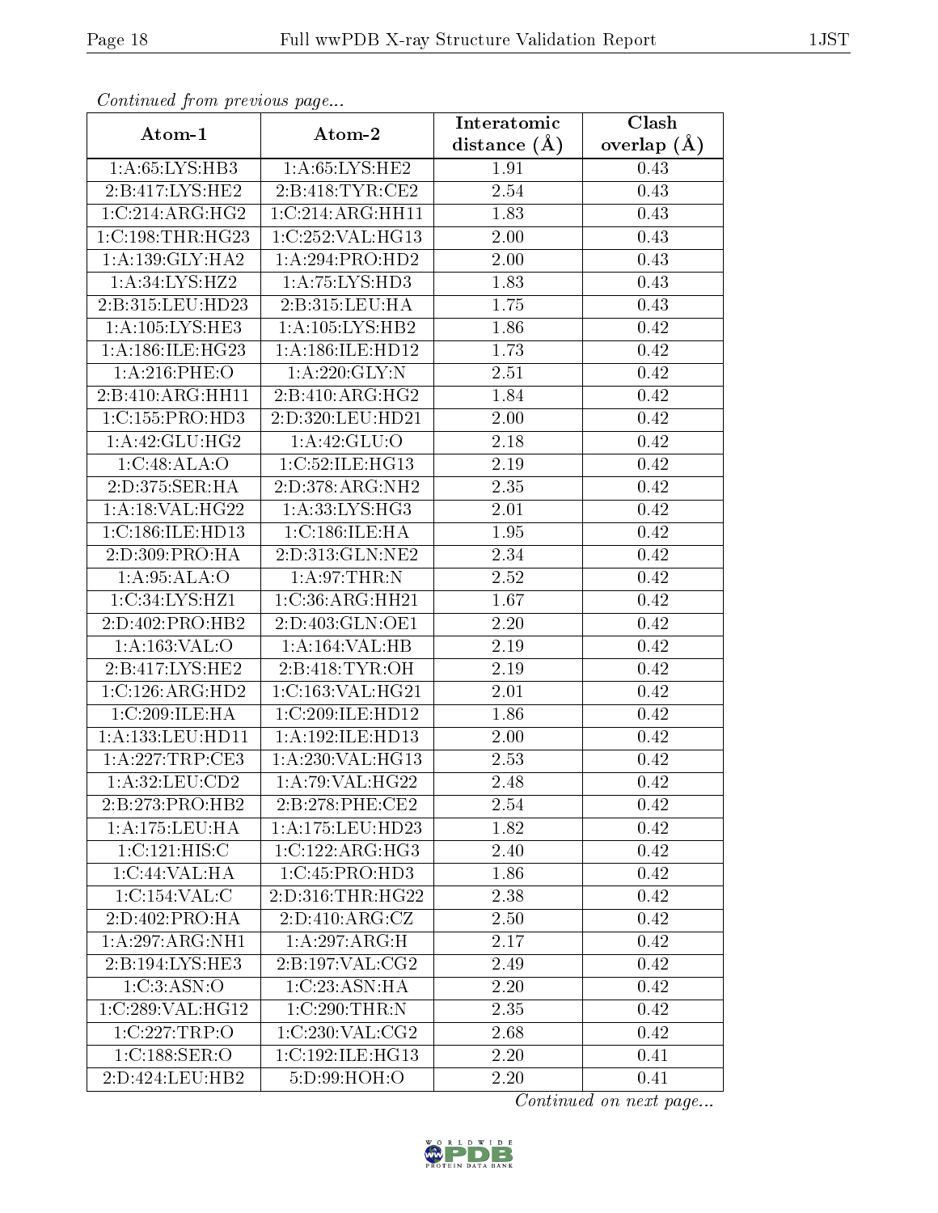*Continued from previous page...*

| Atom-1 | Atom-2 | Interatomic distance (Å) | Clash overlap (Å) |
|---|---|---|---|
| 1:A:65:LYS:HB3 | 1:A:65:LYS:HE2 | 1.91 | 0.43 |
| 2:B:417:LYS:HE2 | 2:B:418:TYR:CE2 | 2.54 | 0.43 |
| 1:C:214:ARG:HG2 | 1:C:214:ARG:HH11 | 1.83 | 0.43 |
| 1:C:198:THR:HG23 | 1:C:252:VAL:HG13 | 2.00 | 0.43 |
| 1:A:139:GLY:HA2 | 1:A:294:PRO:HD2 | 2.00 | 0.43 |
| 1:A:34:LYS:HZ2 | 1:A:75:LYS:HD3 | 1.83 | 0.43 |
| 2:B:315:LEU:HD23 | 2:B:315:LEU:HA | 1.75 | 0.43 |
| 1:A:105:LYS:HE3 | 1:A:105:LYS:HB2 | 1.86 | 0.42 |
| 1:A:186:ILE:HG23 | 1:A:186:ILE:HD12 | 1.73 | 0.42 |
| 1:A:216:PHE:O | 1:A:220:GLY:N | 2.51 | 0.42 |
| 2:B:410:ARG:HH11 | 2:B:410:ARG:HG2 | 1.84 | 0.42 |
| 1:C:155:PRO:HD3 | 2:D:320:LEU:HD21 | 2.00 | 0.42 |
| 1:A:42:GLU:HG2 | 1:A:42:GLU:O | 2.18 | 0.42 |
| 1:C:48:ALA:O | 1:C:52:ILE:HG13 | 2.19 | 0.42 |
| 2:D:375:SER:HA | 2:D:378:ARG:NH2 | 2.35 | 0.42 |
| 1:A:18:VAL:HG22 | 1:A:33:LYS:HG3 | 2.01 | 0.42 |
| 1:C:186:ILE:HD13 | 1:C:186:ILE:HA | 1.95 | 0.42 |
| 2:D:309:PRO:HA | 2:D:313:GLN:NE2 | 2.34 | 0.42 |
| 1:A:95:ALA:O | 1:A:97:THR:N | 2.52 | 0.42 |
| 1:C:34:LYS:HZ1 | 1:C:36:ARG:HH21 | 1.67 | 0.42 |
| 2:D:402:PRO:HB2 | 2:D:403:GLN:OE1 | 2.20 | 0.42 |
| 1:A:163:VAL:O | 1:A:164:VAL:HB | 2.19 | 0.42 |
| 2:B:417:LYS:HE2 | 2:B:418:TYR:OH | 2.19 | 0.42 |
| 1:C:126:ARG:HD2 | 1:C:163:VAL:HG21 | 2.01 | 0.42 |
| 1:C:209:ILE:HA | 1:C:209:ILE:HD12 | 1.86 | 0.42 |
| 1:A:133:LEU:HD11 | 1:A:192:ILE:HD13 | 2.00 | 0.42 |
| 1:A:227:TRP:CE3 | 1:A:230:VAL:HG13 | 2.53 | 0.42 |
| 1:A:32:LEU:CD2 | 1:A:79:VAL:HG22 | 2.48 | 0.42 |
| 2:B:273:PRO:HB2 | 2:B:278:PHE:CE2 | 2.54 | 0.42 |
| 1:A:175:LEU:HA | 1:A:175:LEU:HD23 | 1.82 | 0.42 |
| 1:C:121:HIS:C | 1:C:122:ARG:HG3 | 2.40 | 0.42 |
| 1:C:44:VAL:HA | 1:C:45:PRO:HD3 | 1.86 | 0.42 |
| 1:C:154:VAL:C | 2:D:316:THR:HG22 | 2.38 | 0.42 |
| 2:D:402:PRO:HA | 2:D:410:ARG:CZ | 2.50 | 0.42 |
| 1:A:297:ARG:NH1 | 1:A:297:ARG:H | 2.17 | 0.42 |
| 2:B:194:LYS:HE3 | 2:B:197:VAL:CG2 | 2.49 | 0.42 |
| 1:C:3:ASN:O | 1:C:23:ASN:HA | 2.20 | 0.42 |
| 1:C:289:VAL:HG12 | 1:C:290:THR:N | 2.35 | 0.42 |
| 1:C:227:TRP:O | 1:C:230:VAL:CG2 | 2.68 | 0.42 |
| 1:C:188:SER:O | 1:C:192:ILE:HG13 | 2.20 | 0.41 |
| 2:D:424:LEU:HB2 | 5:D:99:HOH:O | 2.20 | 0.41 |

*Continued on next page...*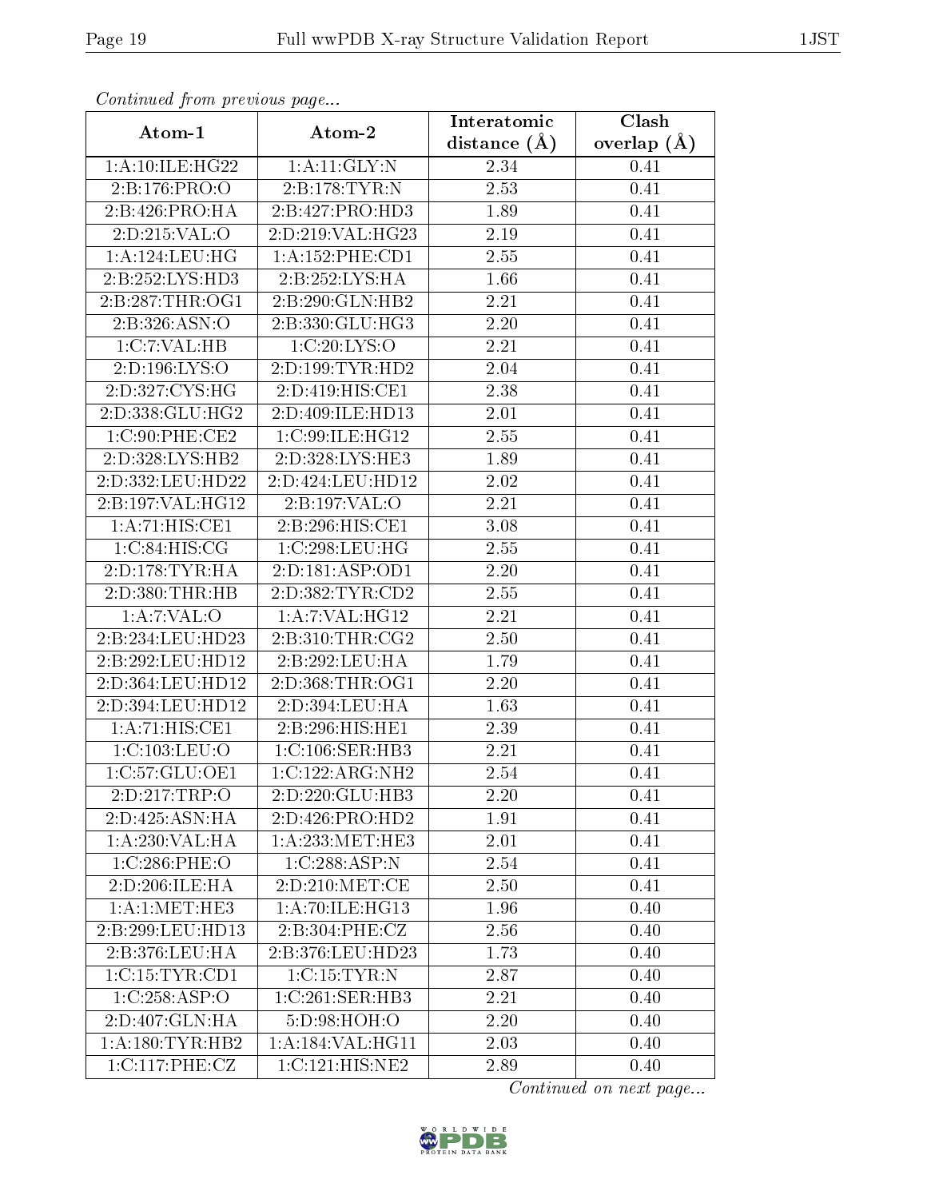*Continued from previous page...*

| Atom-1 | Atom-2 | Interatomic distance (Å) | Clash overlap (Å) |
|---|---|---|---|
| 1:A:10:ILE:HG22 | 1:A:11:GLY:N | 2.34 | 0.41 |
| 2:B:176:PRO:O | 2:B:178:TYR:N | 2.53 | 0.41 |
| 2:B:426:PRO:HA | 2:B:427:PRO:HD3 | 1.89 | 0.41 |
| 2:D:215:VAL:O | 2:D:219:VAL:HG23 | 2.19 | 0.41 |
| 1:A:124:LEU:HG | 1:A:152:PHE:CD1 | 2.55 | 0.41 |
| 2:B:252:LYS:HD3 | 2:B:252:LYS:HA | 1.66 | 0.41 |
| 2:B:287:THR:OG1 | 2:B:290:GLN:HB2 | 2.21 | 0.41 |
| 2:B:326:ASN:O | 2:B:330:GLU:HG3 | 2.20 | 0.41 |
| 1:C:7:VAL:HB | 1:C:20:LYS:O | 2.21 | 0.41 |
| 2:D:196:LYS:O | 2:D:199:TYR:HD2 | 2.04 | 0.41 |
| 2:D:327:CYS:HG | 2:D:419:HIS:CE1 | 2.38 | 0.41 |
| 2:D:338:GLU:HG2 | 2:D:409:ILE:HD13 | 2.01 | 0.41 |
| 1:C:90:PHE:CE2 | 1:C:99:ILE:HG12 | 2.55 | 0.41 |
| 2:D:328:LYS:HB2 | 2:D:328:LYS:HE3 | 1.89 | 0.41 |
| 2:D:332:LEU:HD22 | 2:D:424:LEU:HD12 | 2.02 | 0.41 |
| 2:B:197:VAL:HG12 | 2:B:197:VAL:O | 2.21 | 0.41 |
| 1:A:71:HIS:CE1 | 2:B:296:HIS:CE1 | 3.08 | 0.41 |
| 1:C:84:HIS:CG | 1:C:298:LEU:HG | 2.55 | 0.41 |
| 2:D:178:TYR:HA | 2:D:181:ASP:OD1 | 2.20 | 0.41 |
| 2:D:380:THR:HB | 2:D:382:TYR:CD2 | 2.55 | 0.41 |
| 1:A:7:VAL:O | 1:A:7:VAL:HG12 | 2.21 | 0.41 |
| 2:B:234:LEU:HD23 | 2:B:310:THR:CG2 | 2.50 | 0.41 |
| 2:B:292:LEU:HD12 | 2:B:292:LEU:HA | 1.79 | 0.41 |
| 2:D:364:LEU:HD12 | 2:D:368:THR:OG1 | 2.20 | 0.41 |
| 2:D:394:LEU:HD12 | 2:D:394:LEU:HA | 1.63 | 0.41 |
| 1:A:71:HIS:CE1 | 2:B:296:HIS:HE1 | 2.39 | 0.41 |
| 1:C:103:LEU:O | 1:C:106:SER:HB3 | 2.21 | 0.41 |
| 1:C:57:GLU:OE1 | 1:C:122:ARG:NH2 | 2.54 | 0.41 |
| 2:D:217:TRP:O | 2:D:220:GLU:HB3 | 2.20 | 0.41 |
| 2:D:425:ASN:HA | 2:D:426:PRO:HD2 | 1.91 | 0.41 |
| 1:A:230:VAL:HA | 1:A:233:MET:HE3 | 2.01 | 0.41 |
| 1:C:286:PHE:O | 1:C:288:ASP:N | 2.54 | 0.41 |
| 2:D:206:ILE:HA | 2:D:210:MET:CE | 2.50 | 0.41 |
| 1:A:1:MET:HE3 | 1:A:70:ILE:HG13 | 1.96 | 0.40 |
| 2:B:299:LEU:HD13 | 2:B:304:PHE:CZ | 2.56 | 0.40 |
| 2:B:376:LEU:HA | 2:B:376:LEU:HD23 | 1.73 | 0.40 |
| 1:C:15:TYR:CD1 | 1:C:15:TYR:N | 2.87 | 0.40 |
| 1:C:258:ASP:O | 1:C:261:SER:HB3 | 2.21 | 0.40 |
| 2:D:407:GLN:HA | 5:D:98:HOH:O | 2.20 | 0.40 |
| 1:A:180:TYR:HB2 | 1:A:184:VAL:HG11 | 2.03 | 0.40 |
| 1:C:117:PHE:CZ | 1:C:121:HIS:NE2 | 2.89 | 0.40 |

*Continued on next page...*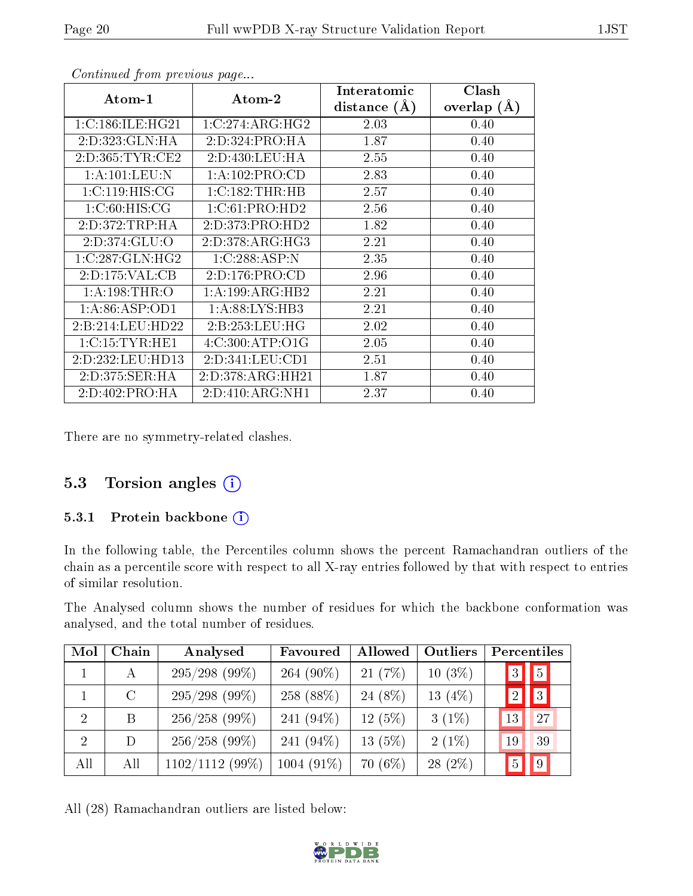*Continued from previous page...*

| Atom-1 | Atom-2 | Interatomic distance (Å) | Clash overlap (Å) |
|---|---|---|---|
| 1:C:186:ILE:HG21 | 1:C:274:ARG:HG2 | 2.03 | 0.40 |
| 2:D:323:GLN:HA | 2:D:324:PRO:HA | 1.87 | 0.40 |
| 2:D:365:TYR:CE2 | 2:D:430:LEU:HA | 2.55 | 0.40 |
| 1:A:101:LEU:N | 1:A:102:PRO:CD | 2.83 | 0.40 |
| 1:C:119:HIS:CG | 1:C:182:THR:HB | 2.57 | 0.40 |
| 1:C:60:HIS:CG | 1:C:61:PRO:HD2 | 2.56 | 0.40 |
| 2:D:372:TRP:HA | 2:D:373:PRO:HD2 | 1.82 | 0.40 |
| 2:D:374:GLU:O | 2:D:378:ARG:HG3 | 2.21 | 0.40 |
| 1:C:287:GLN:HG2 | 1:C:288:ASP:N | 2.35 | 0.40 |
| 2:D:175:VAL:CB | 2:D:176:PRO:CD | 2.96 | 0.40 |
| 1:A:198:THR:O | 1:A:199:ARG:HB2 | 2.21 | 0.40 |
| 1:A:86:ASP:OD1 | 1:A:88:LYS:HB3 | 2.21 | 0.40 |
| 2:B:214:LEU:HD22 | 2:B:253:LEU:HG | 2.02 | 0.40 |
| 1:C:15:TYR:HE1 | 4:C:300:ATP:O1G | 2.05 | 0.40 |
| 2:D:232:LEU:HD13 | 2:D:341:LEU:CD1 | 2.51 | 0.40 |
| 2:D:375:SER:HA | 2:D:378:ARG:HH21 | 1.87 | 0.40 |
| 2:D:402:PRO:HA | 2:D:410:ARG:NH1 | 2.37 | 0.40 |

There are no symmetry-related clashes.

## 5.3 Torsion angles

### 5.3.1 Protein backbone

In the following table, the Percentiles column shows the percent Ramachandran outliers of the chain as a percentile score with respect to all X-ray entries followed by that with respect to entries of similar resolution.

The Analysed column shows the number of residues for which the backbone conformation was analysed, and the total number of residues.

| Mol | Chain | Analysed | Favoured | Allowed | Outliers | Percentiles | |
|---|---|---|---|---|---|---|---|
| 1 | A | 295/298 (99%) | 264 (90%) | 21 (7%) | 10 (3%) | 3 | 5 |
| 1 | C | 295/298 (99%) | 258 (88%) | 24 (8%) | 13 (4%) | 2 | 3 |
| 2 | B | 256/258 (99%) | 241 (94%) | 12 (5%) | 3 (1%) | 13 | 27 |
| 2 | D | 256/258 (99%) | 241 (94%) | 13 (5%) | 2 (1%) | 19 | 39 |
| All | All | 1102/1112 (99%) | 1004 (91%) | 70 (6%) | 28 (2%) | 5 | 9 |

All (28) Ramachandran outliers are listed below: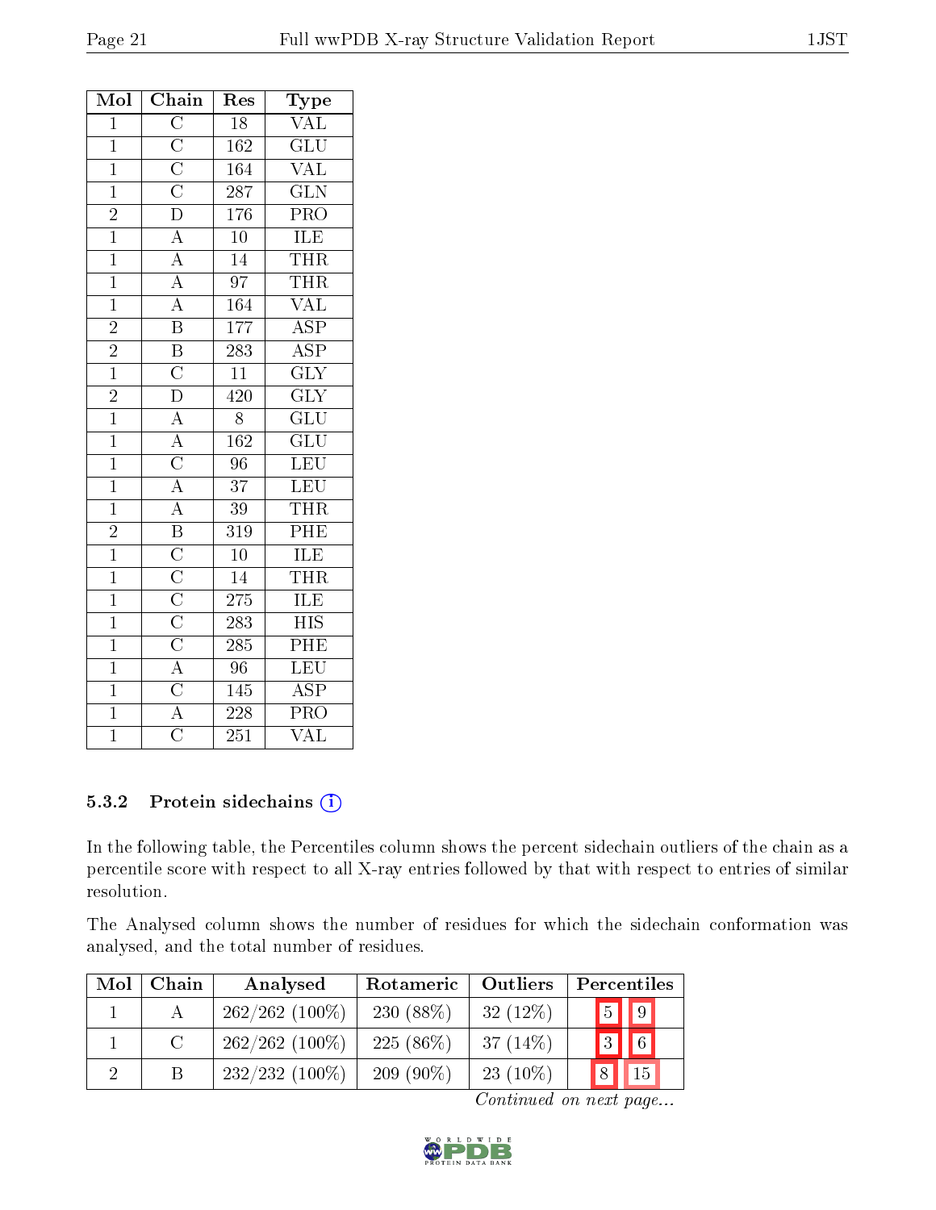| Mol | Chain | Res | Type |
|---|---|---|---|
| 1 | C | 18 | VAL |
| 1 | C | 162 | GLU |
| 1 | C | 164 | VAL |
| 1 | C | 287 | GLN |
| 2 | D | 176 | PRO |
| 1 | A | 10 | ILE |
| 1 | A | 14 | THR |
| 1 | A | 97 | THR |
| 1 | A | 164 | VAL |
| 2 | B | 177 | ASP |
| 2 | B | 283 | ASP |
| 1 | C | 11 | GLY |
| 2 | D | 420 | GLY |
| 1 | A | 8 | GLU |
| 1 | A | 162 | GLU |
| 1 | C | 96 | LEU |
| 1 | A | 37 | LEU |
| 1 | A | 39 | THR |
| 2 | B | 319 | PHE |
| 1 | C | 10 | ILE |
| 1 | C | 14 | THR |
| 1 | C | 275 | ILE |
| 1 | C | 283 | HIS |
| 1 | C | 285 | PHE |
| 1 | A | 96 | LEU |
| 1 | C | 145 | ASP |
| 1 | A | 228 | PRO |
| 1 | C | 251 | VAL |

### 5.3.2 Protein sidechains

In the following table, the Percentiles column shows the percent sidechain outliers of the chain as a percentile score with respect to all X-ray entries followed by that with respect to entries of similar resolution.

The Analysed column shows the number of residues for which the sidechain conformation was analysed, and the total number of residues.

| Mol | Chain | Analysed | Rotameric | Outliers | Percentiles | |
|---|---|---|---|---|---|---|
| 1 | A | 262/262 (100%) | 230 (88%) | 32 (12%) | 5 | 9 |
| 1 | C | 262/262 (100%) | 225 (86%) | 37 (14%) | 3 | 6 |
| 2 | B | 232/232 (100%) | 209 (90%) | 23 (10%) | 8 | 15 |

*Continued on next page...*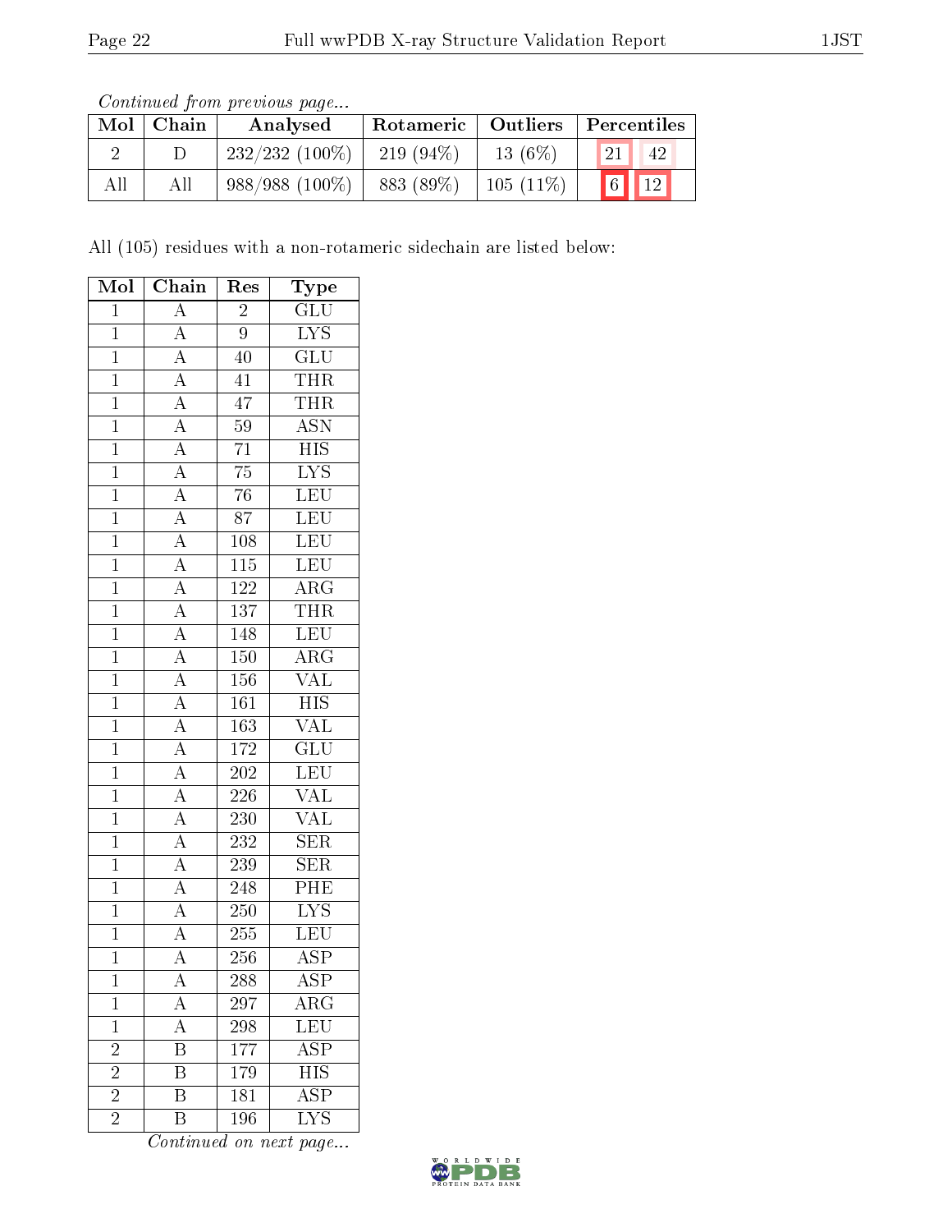*Continued from previous page...*

| Mol | Chain | Analysed | Rotameric | Outliers | Percentiles | |
|---|---|---|---|---|---|---|
| 2 | D | 232/232 (100%) | 219 (94%) | 13 (6%) | 21 | 42 |
| All | All | 988/988 (100%) | 883 (89%) | 105 (11%) | 6 | 12 |

All (105) residues with a non-rotameric sidechain are listed below:

| Mol | Chain | Res | Type |
|---|---|---|---|
| 1 | A | 2 | GLU |
| 1 | A | 9 | LYS |
| 1 | A | 40 | GLU |
| 1 | A | 41 | THR |
| 1 | A | 47 | THR |
| 1 | A | 59 | ASN |
| 1 | A | 71 | HIS |
| 1 | A | 75 | LYS |
| 1 | A | 76 | LEU |
| 1 | A | 87 | LEU |
| 1 | A | 108 | LEU |
| 1 | A | 115 | LEU |
| 1 | A | 122 | ARG |
| 1 | A | 137 | THR |
| 1 | A | 148 | LEU |
| 1 | A | 150 | ARG |
| 1 | A | 156 | VAL |
| 1 | A | 161 | HIS |
| 1 | A | 163 | VAL |
| 1 | A | 172 | GLU |
| 1 | A | 202 | LEU |
| 1 | A | 226 | VAL |
| 1 | A | 230 | VAL |
| 1 | A | 232 | SER |
| 1 | A | 239 | SER |
| 1 | A | 248 | PHE |
| 1 | A | 250 | LYS |
| 1 | A | 255 | LEU |
| 1 | A | 256 | ASP |
| 1 | A | 288 | ASP |
| 1 | A | 297 | ARG |
| 1 | A | 298 | LEU |
| 2 | B | 177 | ASP |
| 2 | B | 179 | HIS |
| 2 | B | 181 | ASP |
| 2 | B | 196 | LYS |

*Continued on next page...*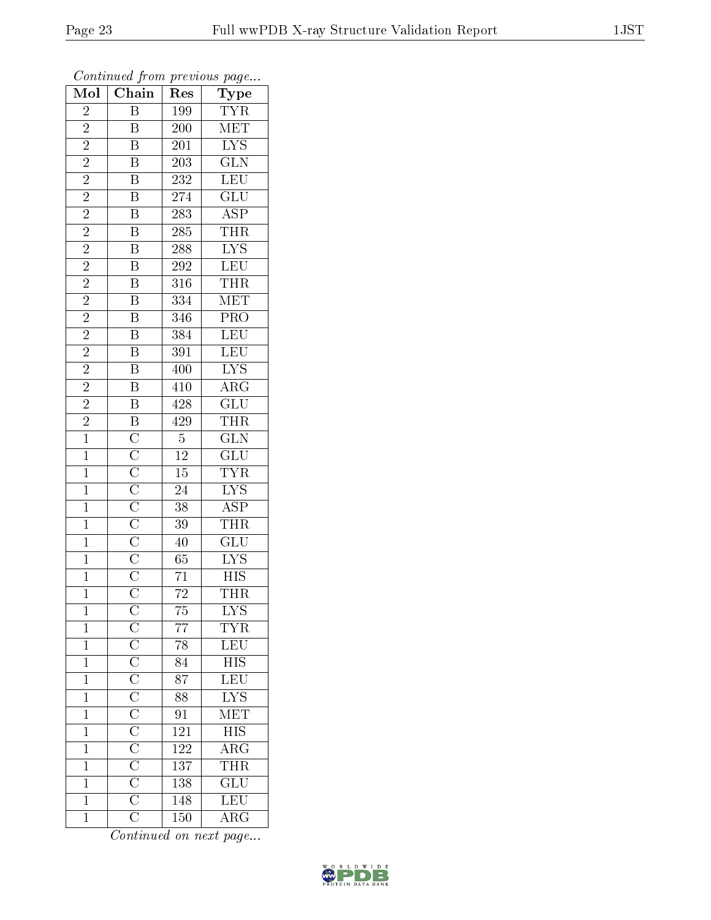*Continued from previous page...*

| Mol | Chain | Res | Type |
|---|---|---|---|
| 2 | B | 199 | TYR |
| 2 | B | 200 | MET |
| 2 | B | 201 | LYS |
| 2 | B | 203 | GLN |
| 2 | B | 232 | LEU |
| 2 | B | 274 | GLU |
| 2 | B | 283 | ASP |
| 2 | B | 285 | THR |
| 2 | B | 288 | LYS |
| 2 | B | 292 | LEU |
| 2 | B | 316 | THR |
| 2 | B | 334 | MET |
| 2 | B | 346 | PRO |
| 2 | B | 384 | LEU |
| 2 | B | 391 | LEU |
| 2 | B | 400 | LYS |
| 2 | B | 410 | ARG |
| 2 | B | 428 | GLU |
| 2 | B | 429 | THR |
| 1 | C | 5 | GLN |
| 1 | C | 12 | GLU |
| 1 | C | 15 | TYR |
| 1 | C | 24 | LYS |
| 1 | C | 38 | ASP |
| 1 | C | 39 | THR |
| 1 | C | 40 | GLU |
| 1 | C | 65 | LYS |
| 1 | C | 71 | HIS |
| 1 | C | 72 | THR |
| 1 | C | 75 | LYS |
| 1 | C | 77 | TYR |
| 1 | C | 78 | LEU |
| 1 | C | 84 | HIS |
| 1 | C | 87 | LEU |
| 1 | C | 88 | LYS |
| 1 | C | 91 | MET |
| 1 | C | 121 | HIS |
| 1 | C | 122 | ARG |
| 1 | C | 137 | THR |
| 1 | C | 138 | GLU |
| 1 | C | 148 | LEU |
| 1 | C | 150 | ARG |

*Continued on next page...*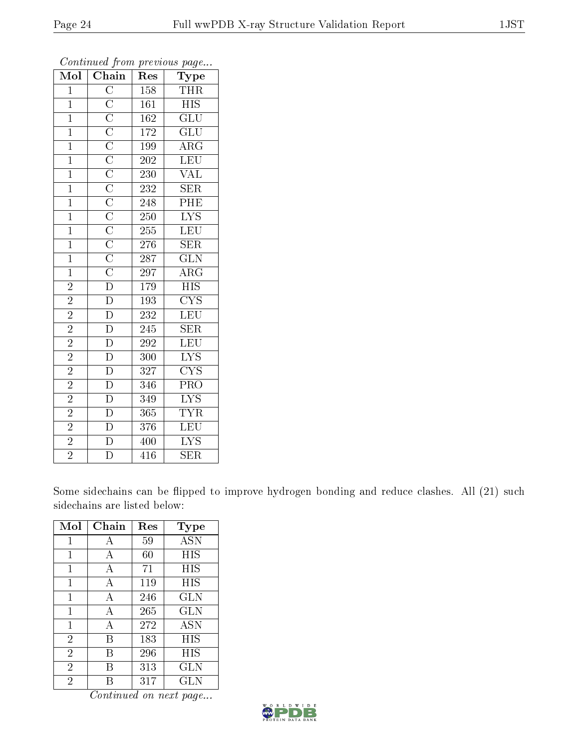*Continued from previous page...*

| Mol | Chain | Res | Type |
| --- | --- | --- | --- |
| 1 | C | 158 | THR |
| 1 | C | 161 | HIS |
| 1 | C | 162 | GLU |
| 1 | C | 172 | GLU |
| 1 | C | 199 | ARG |
| 1 | C | 202 | LEU |
| 1 | C | 230 | VAL |
| 1 | C | 232 | SER |
| 1 | C | 248 | PHE |
| 1 | C | 250 | LYS |
| 1 | C | 255 | LEU |
| 1 | C | 276 | SER |
| 1 | C | 287 | GLN |
| 1 | C | 297 | ARG |
| 2 | D | 179 | HIS |
| 2 | D | 193 | CYS |
| 2 | D | 232 | LEU |
| 2 | D | 245 | SER |
| 2 | D | 292 | LEU |
| 2 | D | 300 | LYS |
| 2 | D | 327 | CYS |
| 2 | D | 346 | PRO |
| 2 | D | 349 | LYS |
| 2 | D | 365 | TYR |
| 2 | D | 376 | LEU |
| 2 | D | 400 | LYS |
| 2 | D | 416 | SER |

Some sidechains can be flipped to improve hydrogen bonding and reduce clashes. All (21) such sidechains are listed below:

| Mol | Chain | Res | Type |
| --- | --- | --- | --- |
| 1 | A | 59 | ASN |
| 1 | A | 60 | HIS |
| 1 | A | 71 | HIS |
| 1 | A | 119 | HIS |
| 1 | A | 246 | GLN |
| 1 | A | 265 | GLN |
| 1 | A | 272 | ASN |
| 2 | B | 183 | HIS |
| 2 | B | 296 | HIS |
| 2 | B | 313 | GLN |
| 2 | B | 317 | GLN |

*Continued on next page...*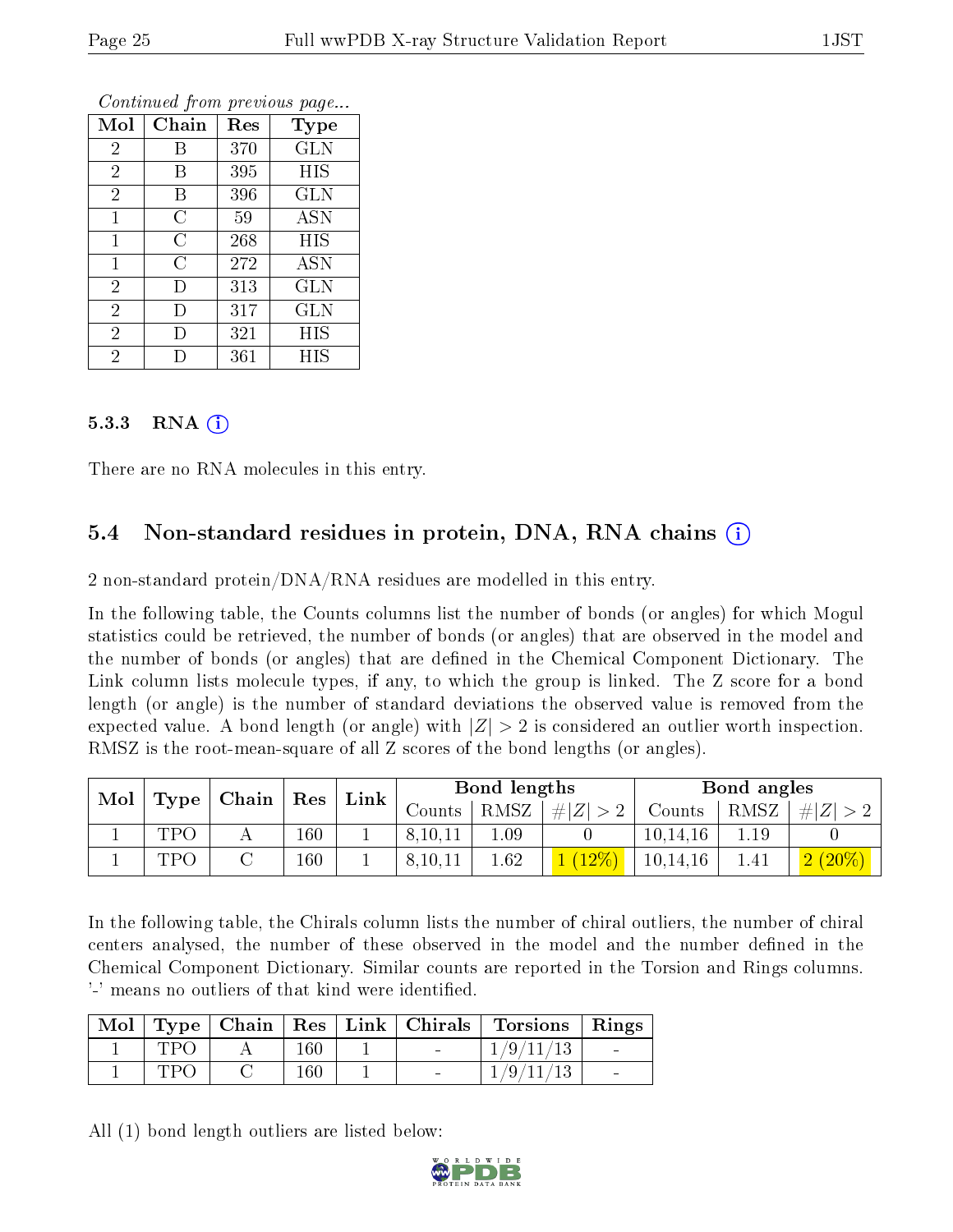*Continued from previous page...*

| Mol | Chain | Res | Type |
|---|---|---|---|
| 2 | B | 370 | GLN |
| 2 | B | 395 | HIS |
| 2 | B | 396 | GLN |
| 1 | C | 59 | ASN |
| 1 | C | 268 | HIS |
| 1 | C | 272 | ASN |
| 2 | D | 313 | GLN |
| 2 | D | 317 | GLN |
| 2 | D | 321 | HIS |
| 2 | D | 361 | HIS |

#### 5.3.3 RNA (i)

There are no RNA molecules in this entry.

### 5.4 Non-standard residues in protein, DNA, RNA chains (i)

2 non-standard protein/DNA/RNA residues are modelled in this entry.

In the following table, the Counts columns list the number of bonds (or angles) for which Mogul statistics could be retrieved, the number of bonds (or angles) that are observed in the model and the number of bonds (or angles) that are defined in the Chemical Component Dictionary. The Link column lists molecule types, if any, to which the group is linked. The Z score for a bond length (or angle) is the number of standard deviations the observed value is removed from the expected value. A bond length (or angle) with $|Z| > 2$ is considered an outlier worth inspection. RMSZ is the root-mean-square of all Z scores of the bond lengths (or angles).

| Mol | Type | Chain | Res | Link | Bond lengths | | | Bond angles | | |
|---|---|---|---|---|---|---|---|---|---|---|
| | | | | | Counts | RMSZ | $\#\|Z\| > 2$ | Counts | RMSZ | $\#\|Z\| > 2$ |
| 1 | TPO | A | 160 | 1 | 8,10,11 | 1.09 | 0 | 10,14,16 | 1.19 | 0 |
| 1 | TPO | C | 160 | 1 | 8,10,11 | 1.62 | 1 (12%) | 10,14,16 | 1.41 | 2 (20%) |

In the following table, the Chirals column lists the number of chiral outliers, the number of chiral centers analysed, the number of these observed in the model and the number defined in the Chemical Component Dictionary. Similar counts are reported in the Torsion and Rings columns. '-' means no outliers of that kind were identified.

| Mol | Type | Chain | Res | Link | Chirals | Torsions | Rings |
|---|---|---|---|---|---|---|---|
| 1 | TPO | A | 160 | 1 | - | 1/9/11/13 | - |
| 1 | TPO | C | 160 | 1 | - | 1/9/11/13 | - |

All (1) bond length outliers are listed below: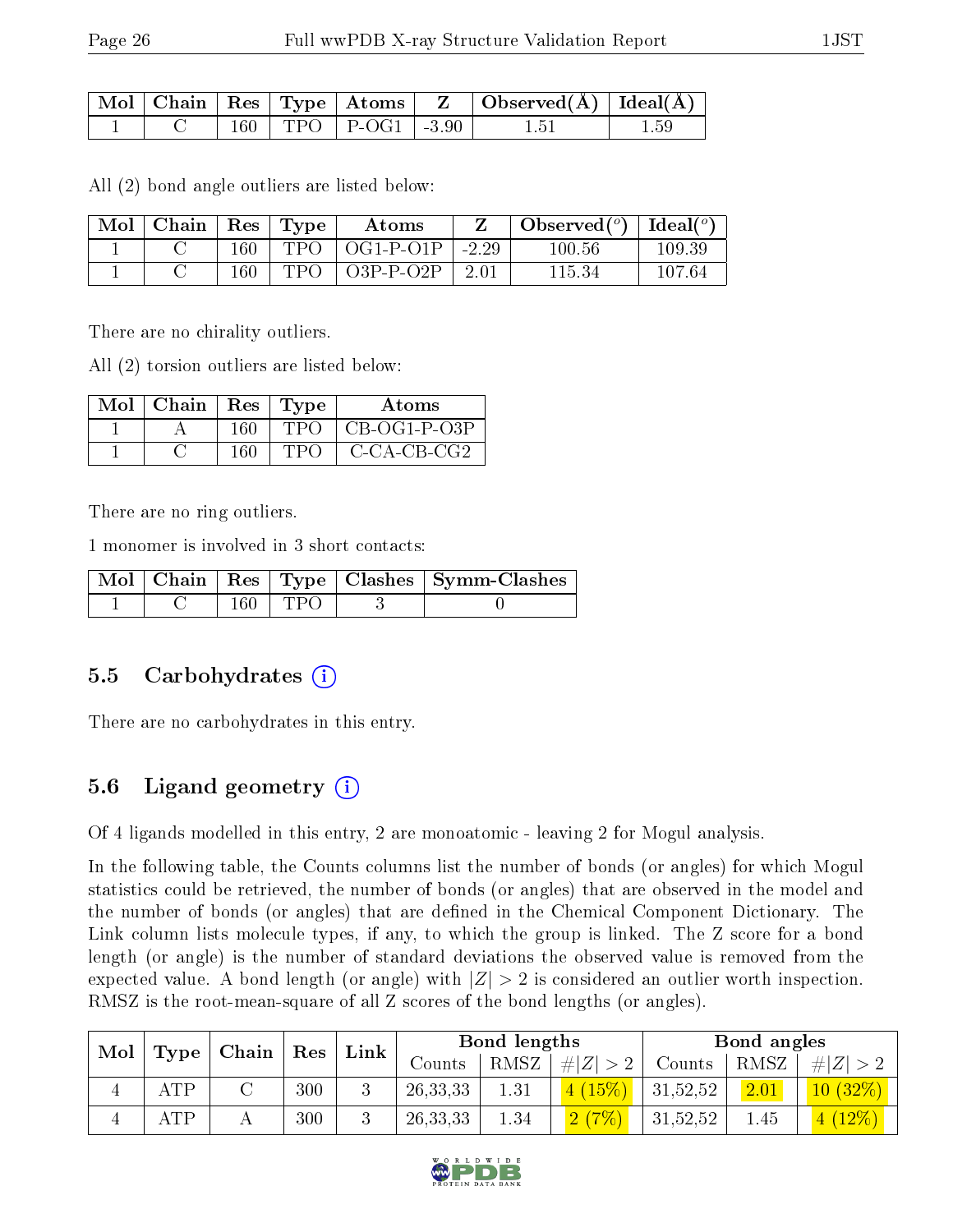| Mol | Chain | Res | Type | Atoms | Z | Observed(Å) | Ideal(Å) |
|---|---|---|---|---|---|---|---|
| 1 | C | 160 | TPO | P-OG1 | -3.90 | 1.51 | 1.59 |

All (2) bond angle outliers are listed below:

| Mol | Chain | Res | Type | Atoms | Z | Observed($^o$) | Ideal($^o$) |
|---|---|---|---|---|---|---|---|
| 1 | C | 160 | TPO | OG1-P-O1P | -2.29 | 100.56 | 109.39 |
| 1 | C | 160 | TPO | O3P-P-O2P | 2.01 | 115.34 | 107.64 |

There are no chirality outliers.

All (2) torsion outliers are listed below:

| Mol | Chain | Res | Type | Atoms |
|---|---|---|---|---|
| 1 | A | 160 | TPO | CB-OG1-P-O3P |
| 1 | C | 160 | TPO | C-CA-CB-CG2 |

There are no ring outliers.

1 monomer is involved in 3 short contacts:

| Mol | Chain | Res | Type | Clashes | Symm-Clashes |
|---|---|---|---|---|---|
| 1 | C | 160 | TPO | 3 | 0 |

## 5.5 Carbohydrates

There are no carbohydrates in this entry.

## 5.6 Ligand geometry

Of 4 ligands modelled in this entry, 2 are monoatomic - leaving 2 for Mogul analysis.

In the following table, the Counts columns list the number of bonds (or angles) for which Mogul statistics could be retrieved, the number of bonds (or angles) that are observed in the model and the number of bonds (or angles) that are defined in the Chemical Component Dictionary. The Link column lists molecule types, if any, to which the group is linked. The Z score for a bond length (or angle) is the number of standard deviations the observed value is removed from the expected value. A bond length (or angle) with $|Z| > 2$ is considered an outlier worth inspection. RMSZ is the root-mean-square of all Z scores of the bond lengths (or angles).

| Mol | Type | Chain | Res | Link | Bond lengths | | | Bond angles | | |
|---|---|---|---|---|---|---|---|---|---|---|
| | | | | | Counts | RMSZ | $\#\|Z\|>2$ | Counts | RMSZ | $\#\|Z\|>2$ |
| 4 | ATP | C | 300 | 3 | 26,33,33 | 1.31 | 4 (15%) | 31,52,52 | 2.01 | 10 (32%) |
| 4 | ATP | A | 300 | 3 | 26,33,33 | 1.34 | 2 (7%) | 31,52,52 | 1.45 | 4 (12%) |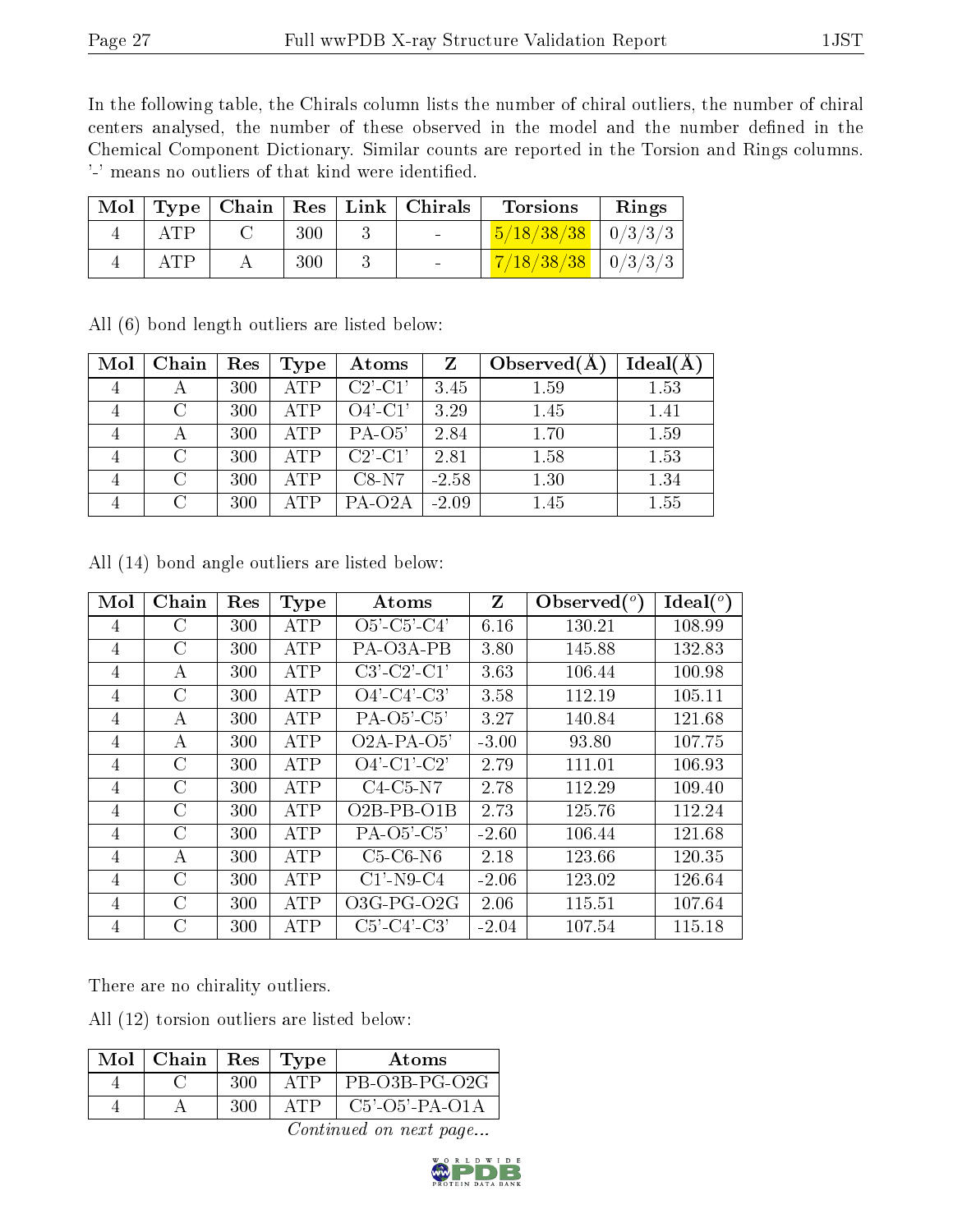In the following table, the Chirals column lists the number of chiral outliers, the number of chiral centers analysed, the number of these observed in the model and the number defined in the Chemical Component Dictionary. Similar counts are reported in the Torsion and Rings columns. '-' means no outliers of that kind were identified.

| Mol | Type | Chain | Res | Link | Chirals | Torsions | Rings |
|---|---|---|---|---|---|---|---|
| 4 | ATP | C | 300 | 3 | - | 5/18/38/38 | 0/3/3/3 |
| 4 | ATP | A | 300 | 3 | - | 7/18/38/38 | 0/3/3/3 |

All (6) bond length outliers are listed below:

| Mol | Chain | Res | Type | Atoms | Z | Observed(Å) | Ideal(Å) |
|---|---|---|---|---|---|---|---|
| 4 | A | 300 | ATP | C2'-C1' | 3.45 | 1.59 | 1.53 |
| 4 | C | 300 | ATP | O4'-C1' | 3.29 | 1.45 | 1.41 |
| 4 | A | 300 | ATP | PA-O5' | 2.84 | 1.70 | 1.59 |
| 4 | C | 300 | ATP | C2'-C1' | 2.81 | 1.58 | 1.53 |
| 4 | C | 300 | ATP | C8-N7 | -2.58 | 1.30 | 1.34 |
| 4 | C | 300 | ATP | PA-O2A | -2.09 | 1.45 | 1.55 |

All (14) bond angle outliers are listed below:

| Mol | Chain | Res | Type | Atoms | Z | Observed(°) | Ideal(°) |
|---|---|---|---|---|---|---|---|
| 4 | C | 300 | ATP | O5'-C5'-C4' | 6.16 | 130.21 | 108.99 |
| 4 | C | 300 | ATP | PA-O3A-PB | 3.80 | 145.88 | 132.83 |
| 4 | A | 300 | ATP | C3'-C2'-C1' | 3.63 | 106.44 | 100.98 |
| 4 | C | 300 | ATP | O4'-C4'-C3' | 3.58 | 112.19 | 105.11 |
| 4 | A | 300 | ATP | PA-O5'-C5' | 3.27 | 140.84 | 121.68 |
| 4 | A | 300 | ATP | O2A-PA-O5' | -3.00 | 93.80 | 107.75 |
| 4 | C | 300 | ATP | O4'-C1'-C2' | 2.79 | 111.01 | 106.93 |
| 4 | C | 300 | ATP | C4-C5-N7 | 2.78 | 112.29 | 109.40 |
| 4 | C | 300 | ATP | O2B-PB-O1B | 2.73 | 125.76 | 112.24 |
| 4 | C | 300 | ATP | PA-O5'-C5' | -2.60 | 106.44 | 121.68 |
| 4 | A | 300 | ATP | C5-C6-N6 | 2.18 | 123.66 | 120.35 |
| 4 | C | 300 | ATP | C1'-N9-C4 | -2.06 | 123.02 | 126.64 |
| 4 | C | 300 | ATP | O3G-PG-O2G | 2.06 | 115.51 | 107.64 |
| 4 | C | 300 | ATP | C5'-C4'-C3' | -2.04 | 107.54 | 115.18 |

There are no chirality outliers.

All (12) torsion outliers are listed below:

| Mol | Chain | Res | Type | Atoms |
|---|---|---|---|---|
| 4 | C | 300 | ATP | PB-O3B-PG-O2G |
| 4 | A | 300 | ATP | C5'-O5'-PA-O1A |

*Continued on next page...*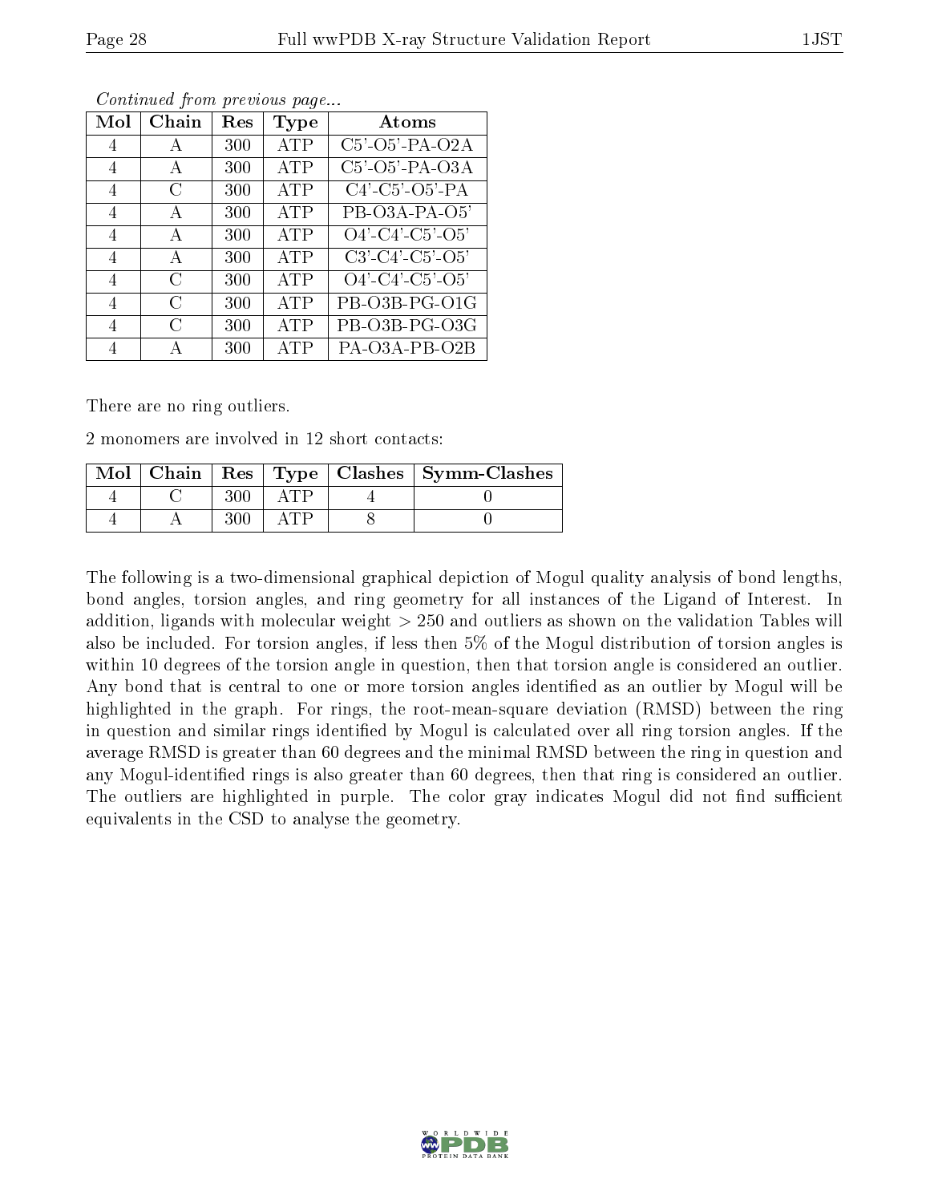*Continued from previous page...*

| Mol | Chain | Res | Type | Atoms |
|---|---|---|---|---|
| 4 | A | 300 | ATP | C5'-O5'-PA-O2A |
| 4 | A | 300 | ATP | C5'-O5'-PA-O3A |
| 4 | C | 300 | ATP | C4'-C5'-O5'-PA |
| 4 | A | 300 | ATP | PB-O3A-PA-O5' |
| 4 | A | 300 | ATP | O4'-C4'-C5'-O5' |
| 4 | A | 300 | ATP | C3'-C4'-C5'-O5' |
| 4 | C | 300 | ATP | O4'-C4'-C5'-O5' |
| 4 | C | 300 | ATP | PB-O3B-PG-O1G |
| 4 | C | 300 | ATP | PB-O3B-PG-O3G |
| 4 | A | 300 | ATP | PA-O3A-PB-O2B |

There are no ring outliers.

2 monomers are involved in 12 short contacts:

| Mol | Chain | Res | Type | Clashes | Symm-Clashes |
|---|---|---|---|---|---|
| 4 | C | 300 | ATP | 4 | 0 |
| 4 | A | 300 | ATP | 8 | 0 |

The following is a two-dimensional graphical depiction of Mogul quality analysis of bond lengths, bond angles, torsion angles, and ring geometry for all instances of the Ligand of Interest. In addition, ligands with molecular weight > 250 and outliers as shown on the validation Tables will also be included. For torsion angles, if less then 5% of the Mogul distribution of torsion angles is within 10 degrees of the torsion angle in question, then that torsion angle is considered an outlier. Any bond that is central to one or more torsion angles identified as an outlier by Mogul will be highlighted in the graph. For rings, the root-mean-square deviation (RMSD) between the ring in question and similar rings identified by Mogul is calculated over all ring torsion angles. If the average RMSD is greater than 60 degrees and the minimal RMSD between the ring in question and any Mogul-identified rings is also greater than 60 degrees, then that ring is considered an outlier. The outliers are highlighted in purple. The color gray indicates Mogul did not find sufficient equivalents in the CSD to analyse the geometry.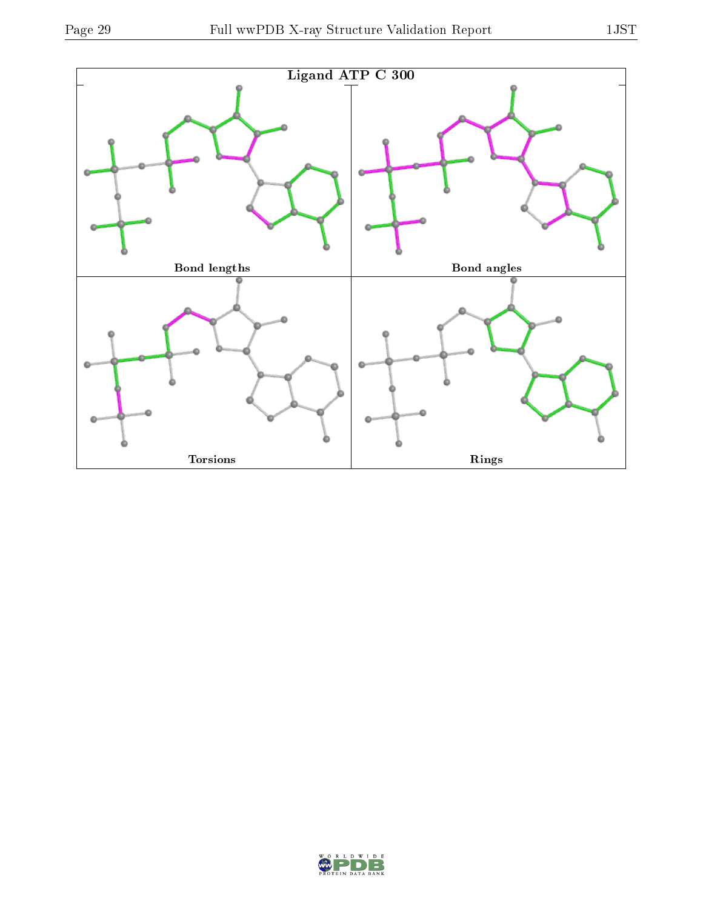Ligand ATP C 300

| Bond lengths | Bond angles |
| --- | --- |
| Torsions | Rings |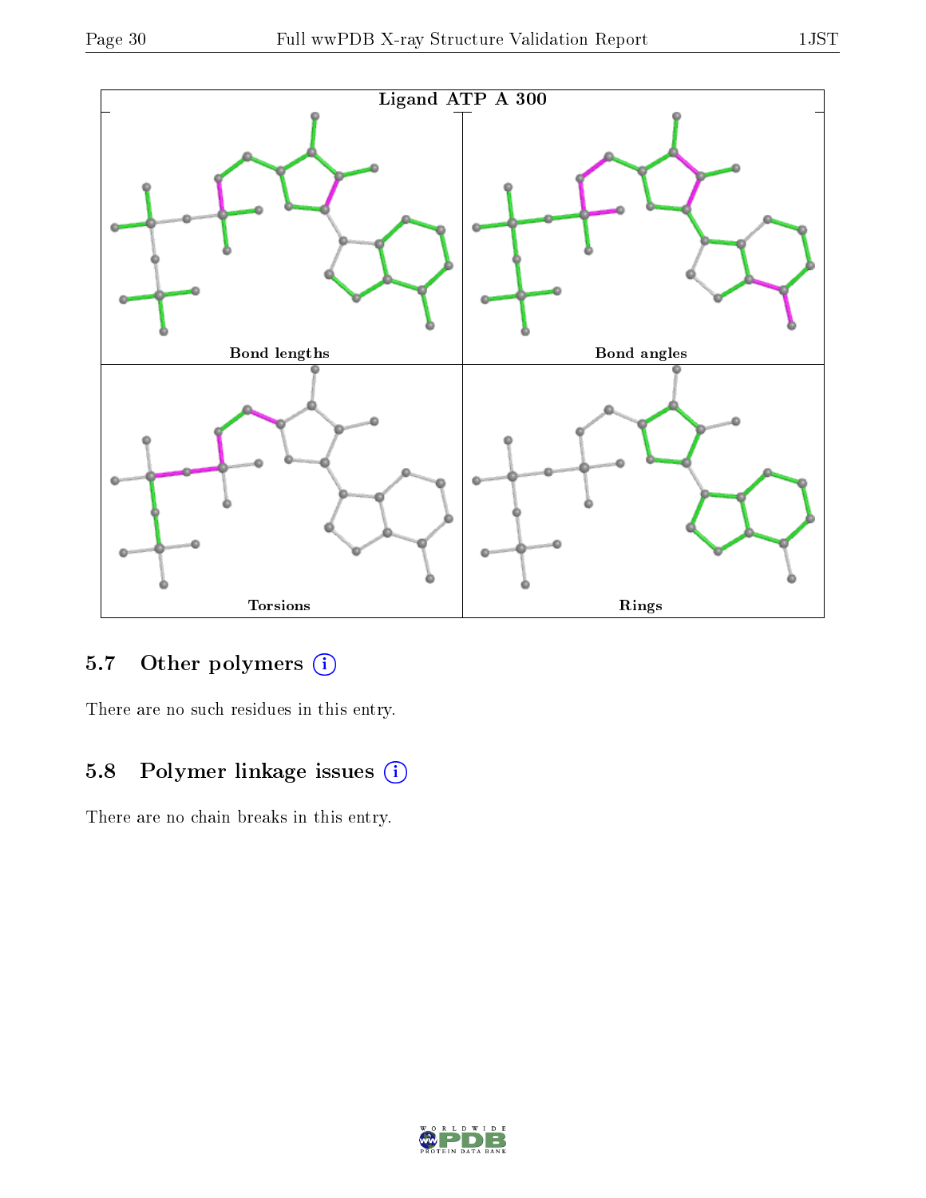Ligand ATP A 300

Bond lengths

Bond angles

Torsions

Rings

## 5.7 Other polymers

There are no such residues in this entry.

## 5.8 Polymer linkage issues

There are no chain breaks in this entry.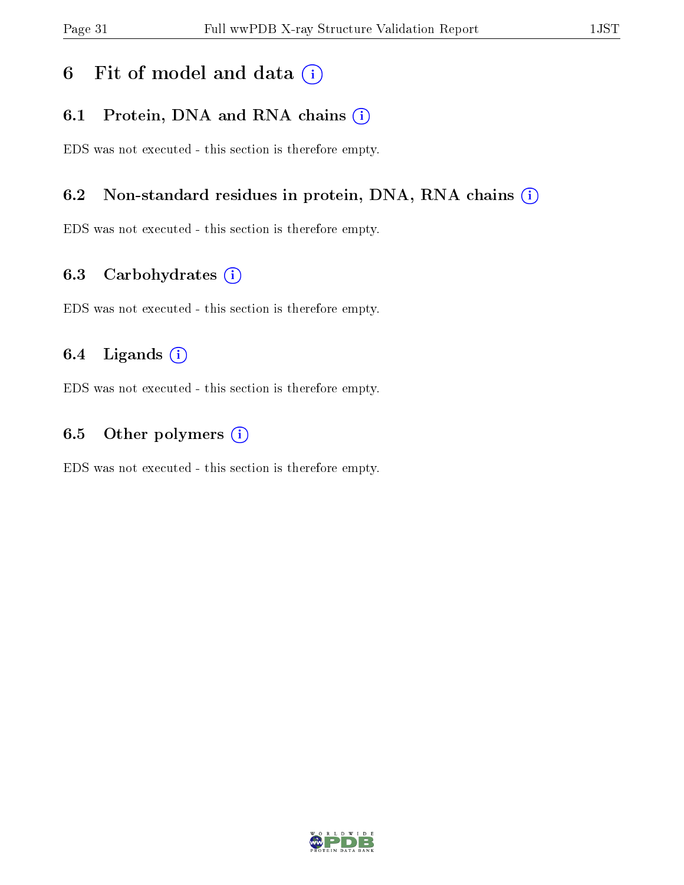# 6 Fit of model and data

## 6.1 Protein, DNA and RNA chains

EDS was not executed - this section is therefore empty.

## 6.2 Non-standard residues in protein, DNA, RNA chains

EDS was not executed - this section is therefore empty.

## 6.3 Carbohydrates

EDS was not executed - this section is therefore empty.

## 6.4 Ligands

EDS was not executed - this section is therefore empty.

## 6.5 Other polymers

EDS was not executed - this section is therefore empty.